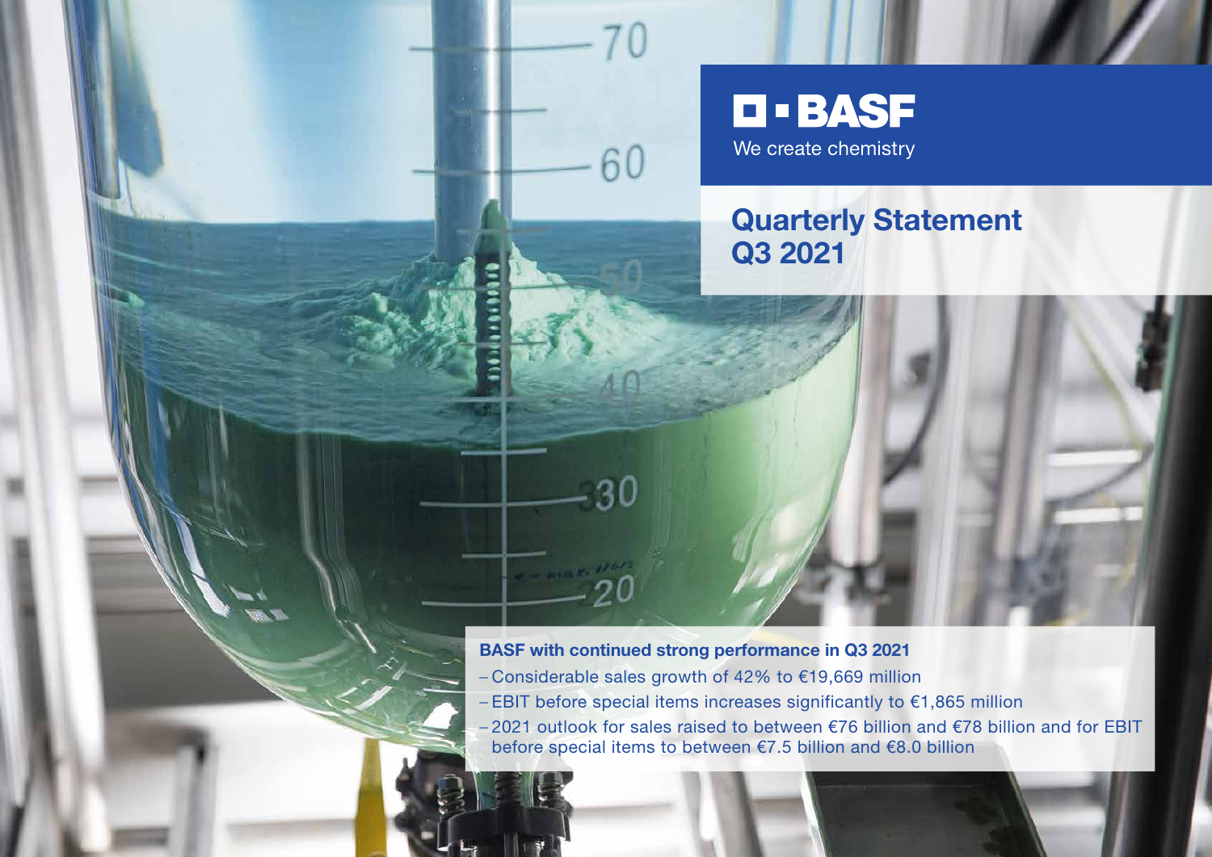BASF

We create chemistry

# Quarterly Statement Q3 2021

**BASF with continued strong performance in Q3 2021**

- Considerable sales growth of 42% to €19,669 million
- EBIT before special items increases significantly to €1,865 million
- 2021 outlook for sales raised to between €76 billion and €78 billion and for EBIT before special items to between €7.5 billion and €8.0 billion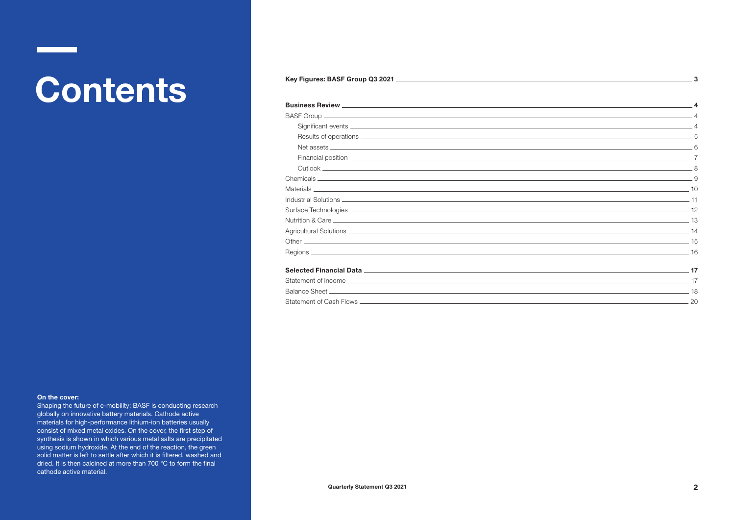# Contents

**On the cover:**
Shaping the future of e-mobility: BASF is conducting research globally on innovative battery materials. Cathode active materials for high-performance lithium-ion batteries usually consist of mixed metal oxides. On the cover, the first step of synthesis is shown in which various metal salts are precipitated using sodium hydroxide. At the end of the reaction, the green solid matter is left to settle after which it is filtered, washed and dried. It is then calcined at more than 700 °C to form the final cathode active material.

**Key Figures: BASF Group Q3 2021** — **3**

**Business Review** — **4**

- BASF Group — 4
  - Significant events — 4
  - Results of operations — 5
  - Net assets — 6
  - Financial position — 7
  - Outlook — 8
- Chemicals — 9
- Materials — 10
- Industrial Solutions — 11
- Surface Technologies — 12
- Nutrition & Care — 13
- Agricultural Solutions — 14
- Other — 15
- Regions — 16

**Selected Financial Data** — **17**

- Statement of Income — 17
- Balance Sheet — 18
- Statement of Cash Flows — 20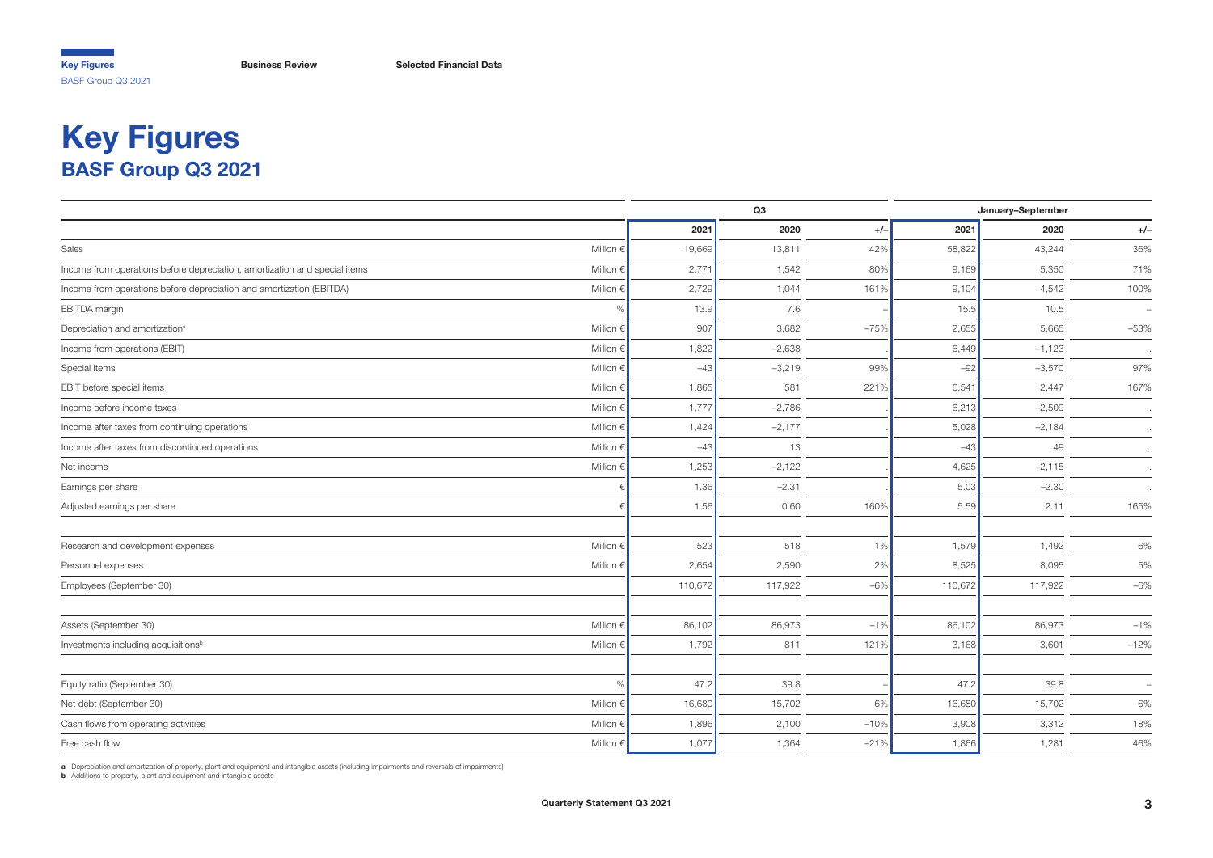# Key Figures
## BASF Group Q3 2021

| | | Q3 | | | January–September | | |
|---|---|---|---|---|---|---|---|
| | | 2021 | 2020 | +/– | 2021 | 2020 | +/– |
| Sales | Million € | 19,669 | 13,811 | 42% | 58,822 | 43,244 | 36% |
| Income from operations before depreciation, amortization and special items | Million € | 2,771 | 1,542 | 80% | 9,169 | 5,350 | 71% |
| Income from operations before depreciation and amortization (EBITDA) | Million € | 2,729 | 1,044 | 161% | 9,104 | 4,542 | 100% |
| EBITDA margin | % | 13.9 | 7.6 | – | 15.5 | 10.5 | – |
| Depreciation and amortization[a] | Million € | 907 | 3,682 | –75% | 2,655 | 5,665 | –53% |
| Income from operations (EBIT) | Million € | 1,822 | –2,638 | . | 6,449 | –1,123 | . |
| Special items | Million € | –43 | –3,219 | 99% | –92 | –3,570 | 97% |
| EBIT before special items | Million € | 1,865 | 581 | 221% | 6,541 | 2,447 | 167% |
| Income before income taxes | Million € | 1,777 | –2,786 | . | 6,213 | –2,509 | . |
| Income after taxes from continuing operations | Million € | 1,424 | –2,177 | . | 5,028 | –2,184 | . |
| Income after taxes from discontinued operations | Million € | –43 | 13 | . | –43 | 49 | . |
| Net income | Million € | 1,253 | –2,122 | . | 4,625 | –2,115 | . |
| Earnings per share | € | 1.36 | –2.31 | . | 5.03 | –2.30 | . |
| Adjusted earnings per share | € | 1.56 | 0.60 | 160% | 5.59 | 2.11 | 165% |
| | | | | | | | |
| Research and development expenses | Million € | 523 | 518 | 1% | 1,579 | 1,492 | 6% |
| Personnel expenses | Million € | 2,654 | 2,590 | 2% | 8,525 | 8,095 | 5% |
| Employees (September 30) | | 110,672 | 117,922 | –6% | 110,672 | 117,922 | –6% |
| | | | | | | | |
| Assets (September 30) | Million € | 86,102 | 86,973 | –1% | 86,102 | 86,973 | –1% |
| Investments including acquisitions[b] | Million € | 1,792 | 811 | 121% | 3,168 | 3,601 | –12% |
| | | | | | | | |
| Equity ratio (September 30) | % | 47.2 | 39.8 | – | 47.2 | 39.8 | – |
| Net debt (September 30) | Million € | 16,680 | 15,702 | 6% | 16,680 | 15,702 | 6% |
| Cash flows from operating activities | Million € | 1,896 | 2,100 | –10% | 3,908 | 3,312 | 18% |
| Free cash flow | Million € | 1,077 | 1,364 | –21% | 1,866 | 1,281 | 46% |

**a** Depreciation and amortization of property, plant and equipment and intangible assets (including impairments and reversals of impairments)
**b** Additions to property, plant and equipment and intangible assets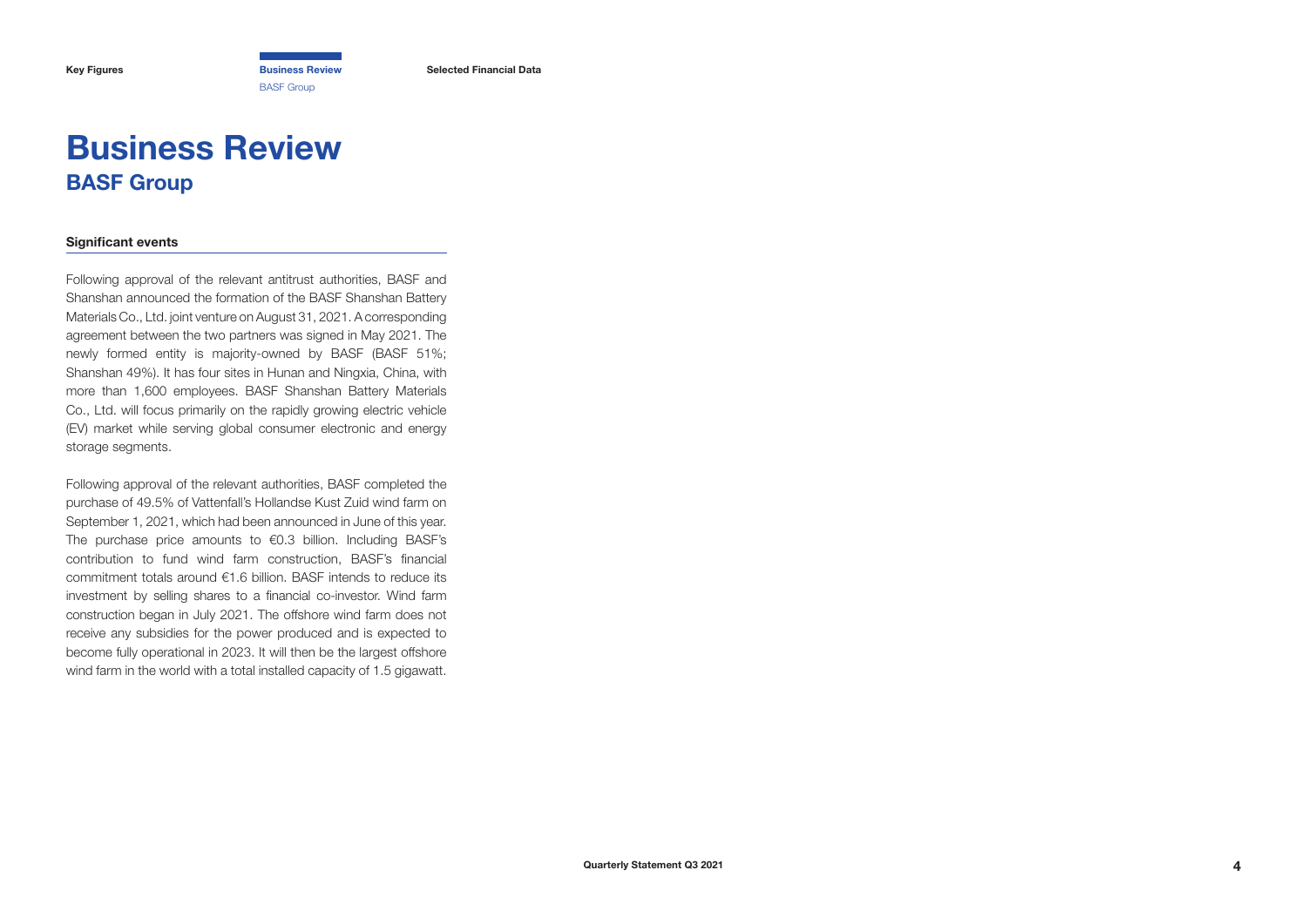# Business Review

## BASF Group

### Significant events

Following approval of the relevant antitrust authorities, BASF and Shanshan announced the formation of the BASF Shanshan Battery Materials Co., Ltd. joint venture on August 31, 2021. A corresponding agreement between the two partners was signed in May 2021. The newly formed entity is majority-owned by BASF (BASF 51%; Shanshan 49%). It has four sites in Hunan and Ningxia, China, with more than 1,600 employees. BASF Shanshan Battery Materials Co., Ltd. will focus primarily on the rapidly growing electric vehicle (EV) market while serving global consumer electronic and energy storage segments.

Following approval of the relevant authorities, BASF completed the purchase of 49.5% of Vattenfall's Hollandse Kust Zuid wind farm on September 1, 2021, which had been announced in June of this year. The purchase price amounts to €0.3 billion. Including BASF's contribution to fund wind farm construction, BASF's financial commitment totals around €1.6 billion. BASF intends to reduce its investment by selling shares to a financial co-investor. Wind farm construction began in July 2021. The offshore wind farm does not receive any subsidies for the power produced and is expected to become fully operational in 2023. It will then be the largest offshore wind farm in the world with a total installed capacity of 1.5 gigawatt.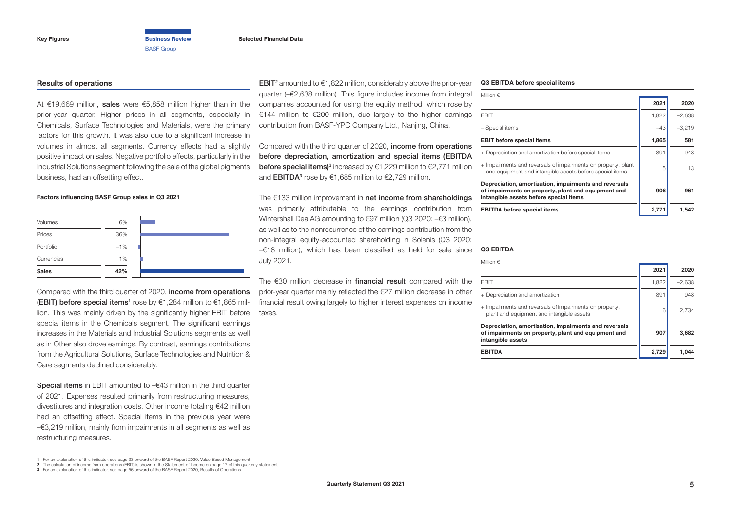## Results of operations

At €19,669 million, **sales** were €5,858 million higher than in the prior-year quarter. Higher prices in all segments, especially in Chemicals, Surface Technologies and Materials, were the primary factors for this growth. It was also due to a significant increase in volumes in almost all segments. Currency effects had a slightly positive impact on sales. Negative portfolio effects, particularly in the Industrial Solutions segment following the sale of the global pigments business, had an offsetting effect.

**Factors influencing BASF Group sales in Q3 2021**

| | |
|---|---|
| Volumes | 6% |
| Prices | 36% |
| Portfolio | –1% |
| Currencies | 1% |
| **Sales** | **42%** |

Compared with the third quarter of 2020, **income from operations (EBIT) before special items**[1] rose by €1,284 million to €1,865 million. This was mainly driven by the significantly higher EBIT before special items in the Chemicals segment. The significant earnings increases in the Materials and Industrial Solutions segments as well as in Other also drove earnings. By contrast, earnings contributions from the Agricultural Solutions, Surface Technologies and Nutrition & Care segments declined considerably.

**Special items** in EBIT amounted to –€43 million in the third quarter of 2021. Expenses resulted primarily from restructuring measures, divestitures and integration costs. Other income totaling €42 million had an offsetting effect. Special items in the previous year were –€3,219 million, mainly from impairments in all segments as well as restructuring measures.

**EBIT**[2] amounted to €1,822 million, considerably above the prior-year quarter (–€2,638 million). This figure includes income from integral companies accounted for using the equity method, which rose by €144 million to €200 million, due largely to the higher earnings contribution from BASF-YPC Company Ltd., Nanjing, China.

Compared with the third quarter of 2020, **income from operations before depreciation, amortization and special items (EBITDA before special items)**[3] increased by €1,229 million to €2,771 million and **EBITDA**[3] rose by €1,685 million to €2,729 million.

The €133 million improvement in **net income from shareholdings** was primarily attributable to the earnings contribution from Wintershall Dea AG amounting to €97 million (Q3 2020: –€3 million), as well as to the nonrecurrence of the earnings contribution from the non-integral equity-accounted shareholding in Solenis (Q3 2020: –€18 million), which has been classified as held for sale since July 2021.

The €30 million decrease in **financial result** compared with the prior-year quarter mainly reflected the €27 million decrease in other financial result owing largely to higher interest expenses on income taxes.

**Q3 EBITDA before special items**

Million €

| | 2021 | 2020 |
|---|---|---|
| EBIT | 1,822 | –2,638 |
| – Special items | –43 | –3,219 |
| **EBIT before special items** | **1,865** | **581** |
| + Depreciation and amortization before special items | 891 | 948 |
| + Impairments and reversals of impairments on property, plant and equipment and intangible assets before special items | 15 | 13 |
| **Depreciation, amortization, impairments and reversals of impairments on property, plant and equipment and intangible assets before special items** | **906** | **961** |
| **EBITDA before special items** | **2,771** | **1,542** |

**Q3 EBITDA**

Million €

| | 2021 | 2020 |
|---|---|---|
| EBIT | 1,822 | –2,638 |
| + Depreciation and amortization | 891 | 948 |
| + Impairments and reversals of impairments on property, plant and equipment and intangible assets | 16 | 2,734 |
| **Depreciation, amortization, impairments and reversals of impairments on property, plant and equipment and intangible assets** | **907** | **3,682** |
| **EBITDA** | **2,729** | **1,044** |

1 For an explanation of this indicator, see page 33 onward of the BASF Report 2020, Value-Based Management
2 The calculation of income from operations (EBIT) is shown in the Statement of Income on page 17 of this quarterly statement.
3 For an explanation of this indicator, see page 56 onward of the BASF Report 2020, Results of Operations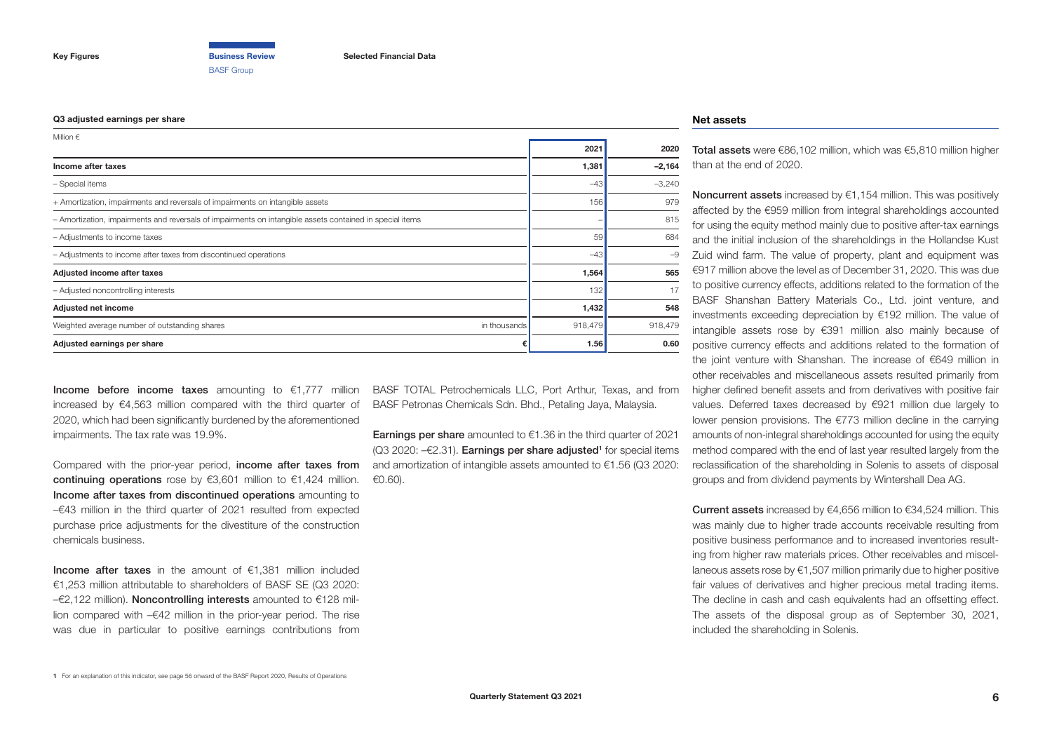### Q3 adjusted earnings per share

Million €

| | | 2021 | 2020 |
|---|---|---|---|
| **Income after taxes** | | **1,381** | **–2,164** |
| – Special items | | –43 | –3,240 |
| + Amortization, impairments and reversals of impairments on intangible assets | | 156 | 979 |
| – Amortization, impairments and reversals of impairments on intangible assets contained in special items | | – | 815 |
| – Adjustments to income taxes | | 59 | 684 |
| – Adjustments to income after taxes from discontinued operations | | –43 | –9 |
| **Adjusted income after taxes** | | **1,564** | **565** |
| – Adjusted noncontrolling interests | | 132 | 17 |
| **Adjusted net income** | | **1,432** | **548** |
| Weighted average number of outstanding shares | in thousands | 918,479 | 918,479 |
| **Adjusted earnings per share** | **€** | **1.56** | **0.60** |

**Income before income taxes** amounting to €1,777 million increased by €4,563 million compared with the third quarter of 2020, which had been significantly burdened by the aforementioned impairments. The tax rate was 19.9%.

Compared with the prior-year period, **income after taxes from continuing operations** rose by €3,601 million to €1,424 million. **Income after taxes from discontinued operations** amounting to –€43 million in the third quarter of 2021 resulted from expected purchase price adjustments for the divestiture of the construction chemicals business.

**Income after taxes** in the amount of €1,381 million included €1,253 million attributable to shareholders of BASF SE (Q3 2020: –€2,122 million). **Noncontrolling interests** amounted to €128 million compared with –€42 million in the prior-year period. The rise was due in particular to positive earnings contributions from BASF TOTAL Petrochemicals LLC, Port Arthur, Texas, and from BASF Petronas Chemicals Sdn. Bhd., Petaling Jaya, Malaysia.

**Earnings per share** amounted to €1.36 in the third quarter of 2021 (Q3 2020: –€2.31). **Earnings per share adjusted**[1] for special items and amortization of intangible assets amounted to €1.56 (Q3 2020: €0.60).

## Net assets

**Total assets** were €86,102 million, which was €5,810 million higher than at the end of 2020.

**Noncurrent assets** increased by €1,154 million. This was positively affected by the €959 million from integral shareholdings accounted for using the equity method mainly due to positive after-tax earnings and the initial inclusion of the shareholdings in the Hollandse Kust Zuid wind farm. The value of property, plant and equipment was €917 million above the level as of December 31, 2020. This was due to positive currency effects, additions related to the formation of the BASF Shanshan Battery Materials Co., Ltd. joint venture, and investments exceeding depreciation by €192 million. The value of intangible assets rose by €391 million also mainly because of positive currency effects and additions related to the formation of the joint venture with Shanshan. The increase of €649 million in other receivables and miscellaneous assets resulted primarily from higher defined benefit assets and from derivatives with positive fair values. Deferred taxes decreased by €921 million due largely to lower pension provisions. The €773 million decline in the carrying amounts of non-integral shareholdings accounted for using the equity method compared with the end of last year resulted largely from the reclassification of the shareholding in Solenis to assets of disposal groups and from dividend payments by Wintershall Dea AG.

**Current assets** increased by €4,656 million to €34,524 million. This was mainly due to higher trade accounts receivable resulting from positive business performance and to increased inventories resulting from higher raw materials prices. Other receivables and miscellaneous assets rose by €1,507 million primarily due to higher positive fair values of derivatives and higher precious metal trading items. The decline in cash and cash equivalents had an offsetting effect. The assets of the disposal group as of September 30, 2021, included the shareholding in Solenis.

[1] For an explanation of this indicator, see page 56 onward of the BASF Report 2020, Results of Operations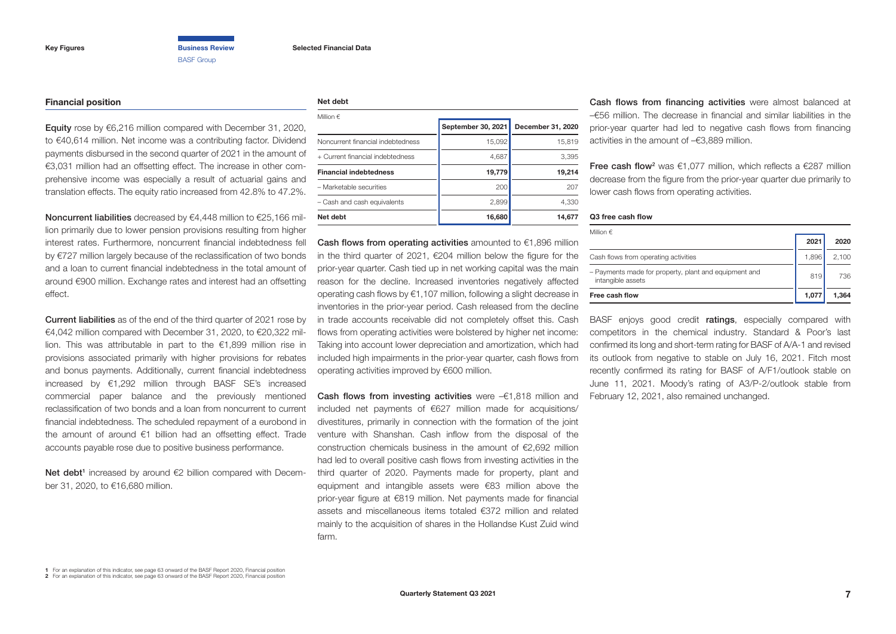## Financial position

**Equity** rose by €6,216 million compared with December 31, 2020, to €40,614 million. Net income was a contributing factor. Dividend payments disbursed in the second quarter of 2021 in the amount of €3,031 million had an offsetting effect. The increase in other comprehensive income was especially a result of actuarial gains and translation effects. The equity ratio increased from 42.8% to 47.2%.

**Noncurrent liabilities** decreased by €4,448 million to €25,166 million primarily due to lower pension provisions resulting from higher interest rates. Furthermore, noncurrent financial indebtedness fell by €727 million largely because of the reclassification of two bonds and a loan to current financial indebtedness in the total amount of around €900 million. Exchange rates and interest had an offsetting effect.

**Current liabilities** as of the end of the third quarter of 2021 rose by €4,042 million compared with December 31, 2020, to €20,322 million. This was attributable in part to the €1,899 million rise in provisions associated primarily with higher provisions for rebates and bonus payments. Additionally, current financial indebtedness increased by €1,292 million through BASF SE's increased commercial paper balance and the previously mentioned reclassification of two bonds and a loan from noncurrent to current financial indebtedness. The scheduled repayment of a eurobond in the amount of around €1 billion had an offsetting effect. Trade accounts payable rose due to positive business performance.

**Net debt**[1] increased by around €2 billion compared with December 31, 2020, to €16,680 million.

**Net debt**

Million €

| | September 30, 2021 | December 31, 2020 |
|---|---|---|
| Noncurrent financial indebtedness | 15,092 | 15,819 |
| + Current financial indebtedness | 4,687 | 3,395 |
| **Financial indebtedness** | **19,779** | **19,214** |
| – Marketable securities | 200 | 207 |
| – Cash and cash equivalents | 2,899 | 4,330 |
| **Net debt** | **16,680** | **14,677** |

**Cash flows from operating activities** amounted to €1,896 million in the third quarter of 2021, €204 million below the figure for the prior-year quarter. Cash tied up in net working capital was the main reason for the decline. Increased inventories negatively affected operating cash flows by €1,107 million, following a slight decrease in inventories in the prior-year period. Cash released from the decline in trade accounts receivable did not completely offset this. Cash flows from operating activities were bolstered by higher net income: Taking into account lower depreciation and amortization, which had included high impairments in the prior-year quarter, cash flows from operating activities improved by €600 million.

**Cash flows from investing activities** were –€1,818 million and included net payments of €627 million made for acquisitions/divestitures, primarily in connection with the formation of the joint venture with Shanshan. Cash inflow from the disposal of the construction chemicals business in the amount of €2,692 million had led to overall positive cash flows from investing activities in the third quarter of 2020. Payments made for property, plant and equipment and intangible assets were €83 million above the prior-year figure at €819 million. Net payments made for financial assets and miscellaneous items totaled €372 million and related mainly to the acquisition of shares in the Hollandse Kust Zuid wind farm.

**Cash flows from financing activities** were almost balanced at –€56 million. The decrease in financial and similar liabilities in the prior-year quarter had led to negative cash flows from financing activities in the amount of –€3,889 million.

**Free cash flow**[2] was €1,077 million, which reflects a €287 million decrease from the figure from the prior-year quarter due primarily to lower cash flows from operating activities.

**Q3 free cash flow**

Million €

| | 2021 | 2020 |
|---|---|---|
| Cash flows from operating activities | 1,896 | 2,100 |
| – Payments made for property, plant and equipment and intangible assets | 819 | 736 |
| **Free cash flow** | **1,077** | **1,364** |

BASF enjoys good credit **ratings**, especially compared with competitors in the chemical industry. Standard & Poor's last confirmed its long and short-term rating for BASF of A/A-1 and revised its outlook from negative to stable on July 16, 2021. Fitch most recently confirmed its rating for BASF of A/F1/outlook stable on June 11, 2021. Moody's rating of A3/P-2/outlook stable from February 12, 2021, also remained unchanged.

1 For an explanation of this indicator, see page 63 onward of the BASF Report 2020, Financial position
2 For an explanation of this indicator, see page 63 onward of the BASF Report 2020, Financial position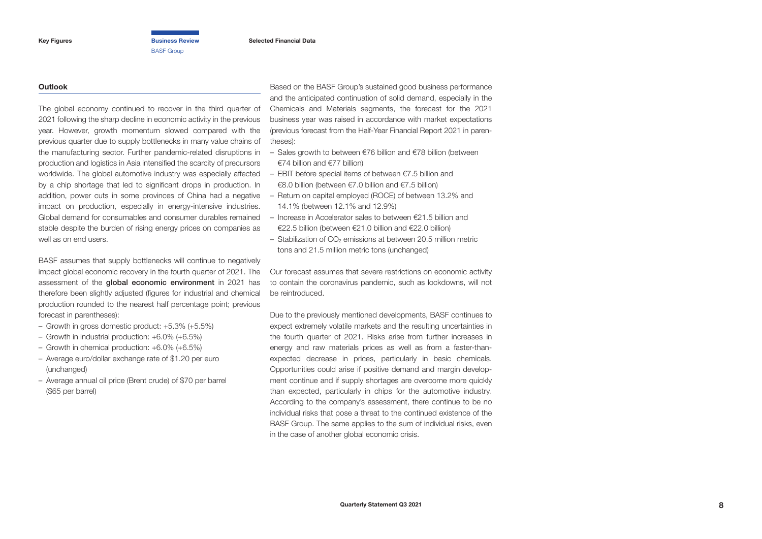## Outlook

The global economy continued to recover in the third quarter of 2021 following the sharp decline in economic activity in the previous year. However, growth momentum slowed compared with the previous quarter due to supply bottlenecks in many value chains of the manufacturing sector. Further pandemic-related disruptions in production and logistics in Asia intensified the scarcity of precursors worldwide. The global automotive industry was especially affected by a chip shortage that led to significant drops in production. In addition, power cuts in some provinces of China had a negative impact on production, especially in energy-intensive industries. Global demand for consumables and consumer durables remained stable despite the burden of rising energy prices on companies as well as on end users.

BASF assumes that supply bottlenecks will continue to negatively impact global economic recovery in the fourth quarter of 2021. The assessment of the **global economic environment** in 2021 has therefore been slightly adjusted (figures for industrial and chemical production rounded to the nearest half percentage point; previous forecast in parentheses):

- Growth in gross domestic product: +5.3% (+5.5%)
- Growth in industrial production: +6.0% (+6.5%)
- Growth in chemical production: +6.0% (+6.5%)
- Average euro/dollar exchange rate of $1.20 per euro (unchanged)
- Average annual oil price (Brent crude) of $70 per barrel ($65 per barrel)

Based on the BASF Group's sustained good business performance and the anticipated continuation of solid demand, especially in the Chemicals and Materials segments, the forecast for the 2021 business year was raised in accordance with market expectations (previous forecast from the Half-Year Financial Report 2021 in parentheses):

- Sales growth to between €76 billion and €78 billion (between €74 billion and €77 billion)
- EBIT before special items of between €7.5 billion and €8.0 billion (between €7.0 billion and €7.5 billion)
- Return on capital employed (ROCE) of between 13.2% and 14.1% (between 12.1% and 12.9%)
- Increase in Accelerator sales to between €21.5 billion and €22.5 billion (between €21.0 billion and €22.0 billion)
- Stabilization of $CO_2$ emissions at between 20.5 million metric tons and 21.5 million metric tons (unchanged)

Our forecast assumes that severe restrictions on economic activity to contain the coronavirus pandemic, such as lockdowns, will not be reintroduced.

Due to the previously mentioned developments, BASF continues to expect extremely volatile markets and the resulting uncertainties in the fourth quarter of 2021. Risks arise from further increases in energy and raw materials prices as well as from a faster-than-expected decrease in prices, particularly in basic chemicals. Opportunities could arise if positive demand and margin development continue and if supply shortages are overcome more quickly than expected, particularly in chips for the automotive industry. According to the company's assessment, there continue to be no individual risks that pose a threat to the continued existence of the BASF Group. The same applies to the sum of individual risks, even in the case of another global economic crisis.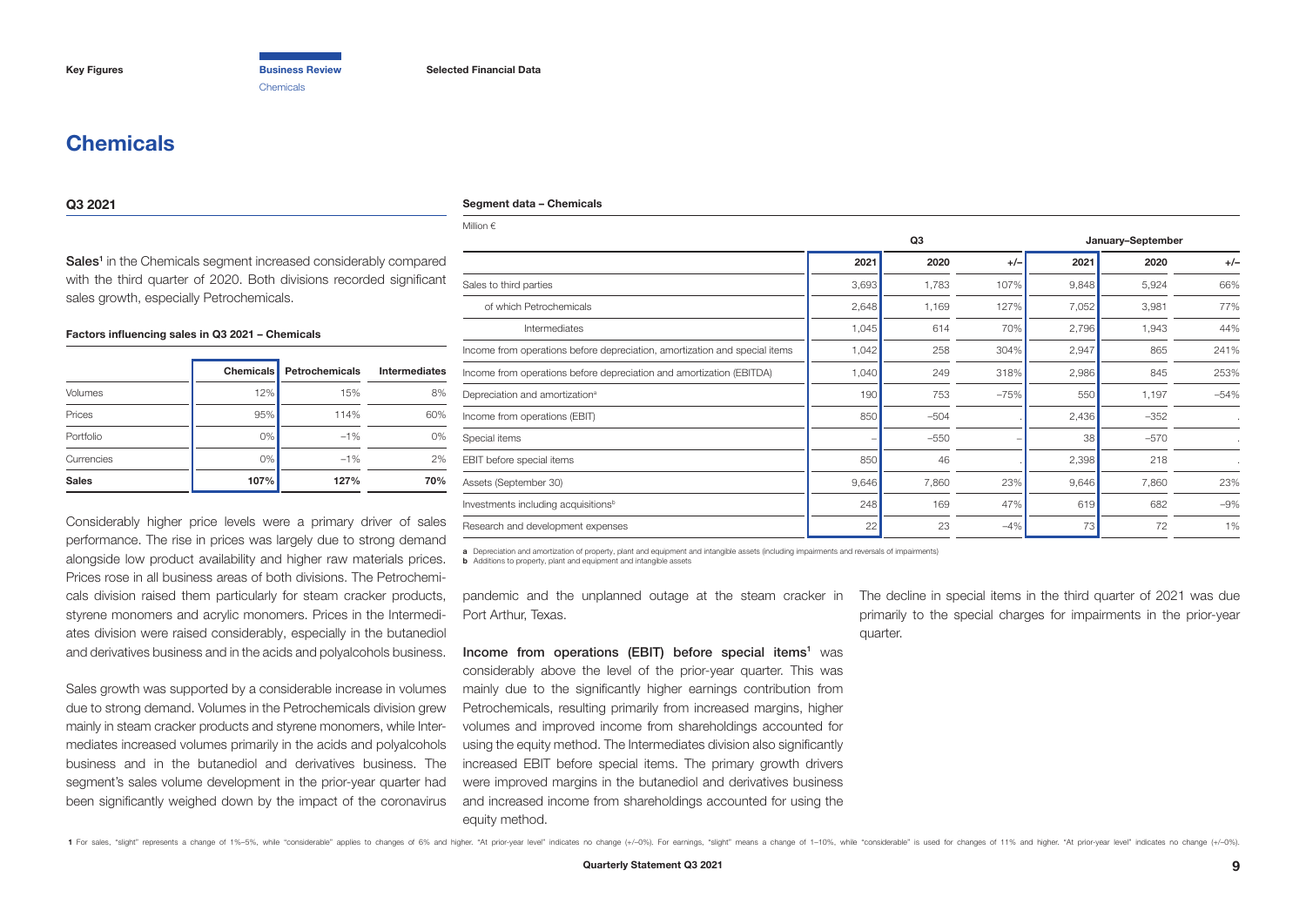# Chemicals

## Q3 2021

Sales[1] in the Chemicals segment increased considerably compared with the third quarter of 2020. Both divisions recorded significant sales growth, especially Petrochemicals.

**Factors influencing sales in Q3 2021 – Chemicals**

| | Chemicals | Petrochemicals | Intermediates |
|---|---|---|---|
| Volumes | 12% | 15% | 8% |
| Prices | 95% | 114% | 60% |
| Portfolio | 0% | −1% | 0% |
| Currencies | 0% | −1% | 2% |
| **Sales** | **107%** | **127%** | **70%** |

Considerably higher price levels were a primary driver of sales performance. The rise in prices was largely due to strong demand alongside low product availability and higher raw materials prices. Prices rose in all business areas of both divisions. The Petrochemicals division raised them particularly for steam cracker products, styrene monomers and acrylic monomers. Prices in the Intermediates division were raised considerably, especially in the butanediol and derivatives business and in the acids and polyalcohols business.

Sales growth was supported by a considerable increase in volumes due to strong demand. Volumes in the Petrochemicals division grew mainly in steam cracker products and styrene monomers, while Intermediates increased volumes primarily in the acids and polyalcohols business and in the butanediol and derivatives business. The segment's sales volume development in the prior-year quarter had been significantly weighed down by the impact of the coronavirus pandemic and the unplanned outage at the steam cracker in Port Arthur, Texas.

**Income from operations (EBIT) before special items[1]** was considerably above the level of the prior-year quarter. This was mainly due to the significantly higher earnings contribution from Petrochemicals, resulting primarily from increased margins, higher volumes and improved income from shareholdings accounted for using the equity method. The Intermediates division also significantly increased EBIT before special items. The primary growth drivers were improved margins in the butanediol and derivatives business and increased income from shareholdings accounted for using the equity method.

The decline in special items in the third quarter of 2021 was due primarily to the special charges for impairments in the prior-year quarter.

**Segment data – Chemicals**

Million €

| | Q3 | | | January–September | | |
|---|---|---|---|---|---|---|
| | 2021 | 2020 | +/– | 2021 | 2020 | +/– |
| Sales to third parties | 3,693 | 1,783 | 107% | 9,848 | 5,924 | 66% |
| of which Petrochemicals | 2,648 | 1,169 | 127% | 7,052 | 3,981 | 77% |
| Intermediates | 1,045 | 614 | 70% | 2,796 | 1,943 | 44% |
| Income from operations before depreciation, amortization and special items | 1,042 | 258 | 304% | 2,947 | 865 | 241% |
| Income from operations before depreciation and amortization (EBITDA) | 1,040 | 249 | 318% | 2,986 | 845 | 253% |
| Depreciation and amortization[a] | 190 | 753 | −75% | 550 | 1,197 | −54% |
| Income from operations (EBIT) | 850 | −504 | . | 2,436 | −352 | . |
| Special items | – | −550 | – | 38 | −570 | . |
| EBIT before special items | 850 | 46 | . | 2,398 | 218 | . |
| Assets (September 30) | 9,646 | 7,860 | 23% | 9,646 | 7,860 | 23% |
| Investments including acquisitions[b] | 248 | 169 | 47% | 619 | 682 | −9% |
| Research and development expenses | 22 | 23 | −4% | 73 | 72 | 1% |

a Depreciation and amortization of property, plant and equipment and intangible assets (including impairments and reversals of impairments)
b Additions to property, plant and equipment and intangible assets

1 For sales, "slight" represents a change of 1%–5%, while "considerable" applies to changes of 6% and higher. "At prior-year level" indicates no change (+/–0%). For earnings, "slight" means a change of 1–10%, while "considerable" is used for changes of 11% and higher. "At prior-year level" indicates no change (+/–0%).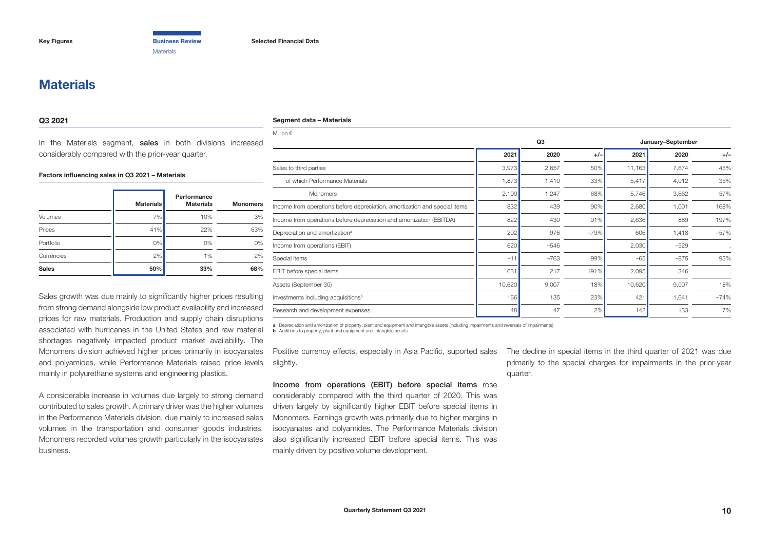# Materials

## Q3 2021

In the Materials segment, **sales** in both divisions increased considerably compared with the prior-year quarter.

**Factors influencing sales in Q3 2021 – Materials**

| | Materials | Performance Materials | Monomers |
|---|---|---|---|
| Volumes | 7% | 10% | 3% |
| Prices | 41% | 22% | 63% |
| Portfolio | 0% | 0% | 0% |
| Currencies | 2% | 1% | 2% |
| **Sales** | **50%** | **33%** | **68%** |

Sales growth was due mainly to significantly higher prices resulting from strong demand alongside low product availability and increased prices for raw materials. Production and supply chain disruptions associated with hurricanes in the United States and raw material shortages negatively impacted product market availability. The Monomers division achieved higher prices primarily in isocyanates and polyamides, while Performance Materials raised price levels mainly in polyurethane systems and engineering plastics.

A considerable increase in volumes due largely to strong demand contributed to sales growth. A primary driver was the higher volumes in the Performance Materials division, due mainly to increased sales volumes in the transportation and consumer goods industries. Monomers recorded volumes growth particularly in the isocyanates business.

**Segment data – Materials**

Million €

| | Q3 | | | January–September | | |
|---|---|---|---|---|---|---|
| | 2021 | 2020 | +/– | 2021 | 2020 | +/– |
| Sales to third parties | 3,973 | 2,657 | 50% | 11,163 | 7,674 | 45% |
| of which Performance Materials | 1,873 | 1,410 | 33% | 5,417 | 4,012 | 35% |
| Monomers | 2,100 | 1,247 | 68% | 5,746 | 3,662 | 57% |
| Income from operations before depreciation, amortization and special items | 832 | 439 | 90% | 2,680 | 1,001 | 168% |
| Income from operations before depreciation and amortization (EBITDA) | 822 | 430 | 91% | 2,636 | 889 | 197% |
| Depreciation and amortization[a] | 202 | 976 | –79% | 606 | 1,418 | –57% |
| Income from operations (EBIT) | 620 | –546 | . | 2,030 | –529 | . |
| Special items | –11 | –763 | 99% | –65 | –875 | 93% |
| EBIT before special items | 631 | 217 | 191% | 2,095 | 346 | . |
| Assets (September 30) | 10,620 | 9,007 | 18% | 10,620 | 9,007 | 18% |
| Investments including acquisitions[b] | 166 | 135 | 23% | 421 | 1,641 | –74% |
| Research and development expenses | 48 | 47 | 2% | 142 | 133 | 7% |

**a** Depreciation and amortization of property, plant and equipment and intangible assets (including impairments and reversals of impairments)
**b** Additions to property, plant and equipment and intangible assets

Positive currency effects, especially in Asia Pacific, suported sales slightly.

**Income from operations (EBIT) before special items** rose considerably compared with the third quarter of 2020. This was driven largely by significantly higher EBIT before special items in Monomers. Earnings growth was primarily due to higher margins in isocyanates and polyamides. The Performance Materials division also significantly increased EBIT before special items. This was mainly driven by positive volume development.

The decline in special items in the third quarter of 2021 was due primarily to the special charges for impairments in the prior-year quarter.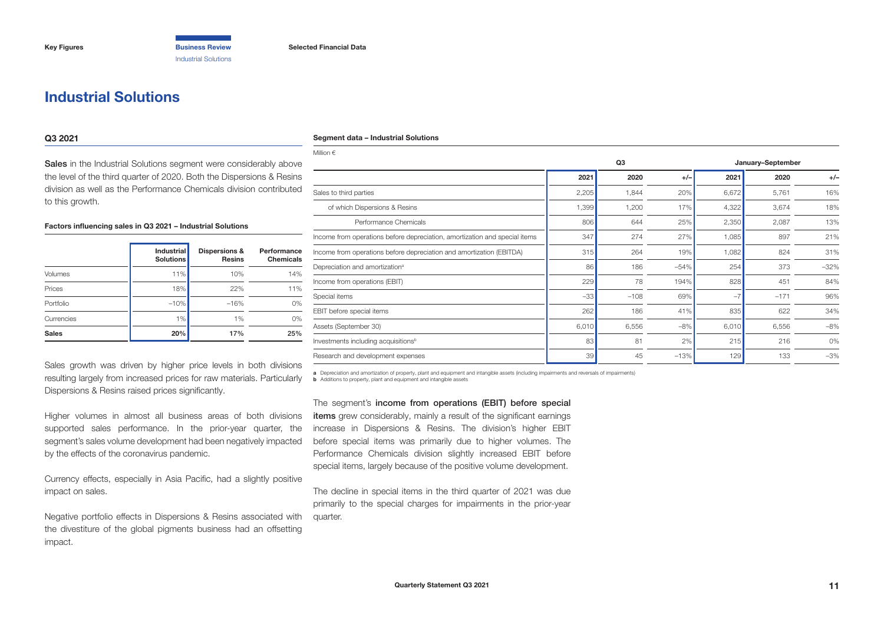# Industrial Solutions

## Q3 2021

**Sales** in the Industrial Solutions segment were considerably above the level of the third quarter of 2020. Both the Dispersions & Resins division as well as the Performance Chemicals division contributed to this growth.

**Factors influencing sales in Q3 2021 – Industrial Solutions**

| | Industrial Solutions | Dispersions & Resins | Performance Chemicals |
|---|---|---|---|
| Volumes | 11% | 10% | 14% |
| Prices | 18% | 22% | 11% |
| Portfolio | −10% | −16% | 0% |
| Currencies | 1% | 1% | 0% |
| **Sales** | **20%** | **17%** | **25%** |

Sales growth was driven by higher price levels in both divisions resulting largely from increased prices for raw materials. Particularly Dispersions & Resins raised prices significantly.

Higher volumes in almost all business areas of both divisions supported sales performance. In the prior-year quarter, the segment's sales volume development had been negatively impacted by the effects of the coronavirus pandemic.

Currency effects, especially in Asia Pacific, had a slightly positive impact on sales.

Negative portfolio effects in Dispersions & Resins associated with the divestiture of the global pigments business had an offsetting impact.

**Segment data – Industrial Solutions**

Million €

| | Q3 | | | January–September | | |
|---|---|---|---|---|---|---|
| | 2021 | 2020 | +/– | 2021 | 2020 | +/– |
| Sales to third parties | 2,205 | 1,844 | 20% | 6,672 | 5,761 | 16% |
| of which Dispersions & Resins | 1,399 | 1,200 | 17% | 4,322 | 3,674 | 18% |
| Performance Chemicals | 806 | 644 | 25% | 2,350 | 2,087 | 13% |
| Income from operations before depreciation, amortization and special items | 347 | 274 | 27% | 1,085 | 897 | 21% |
| Income from operations before depreciation and amortization (EBITDA) | 315 | 264 | 19% | 1,082 | 824 | 31% |
| Depreciation and amortization[a] | 86 | 186 | −54% | 254 | 373 | −32% |
| Income from operations (EBIT) | 229 | 78 | 194% | 828 | 451 | 84% |
| Special items | −33 | −108 | 69% | −7 | −171 | 96% |
| EBIT before special items | 262 | 186 | 41% | 835 | 622 | 34% |
| Assets (September 30) | 6,010 | 6,556 | −8% | 6,010 | 6,556 | −8% |
| Investments including acquisitions[b] | 83 | 81 | 2% | 215 | 216 | 0% |
| Research and development expenses | 39 | 45 | −13% | 129 | 133 | −3% |

a Depreciation and amortization of property, plant and equipment and intangible assets (including impairments and reversals of impairments)
b Additions to property, plant and equipment and intangible assets

The segment's **income from operations (EBIT) before special items** grew considerably, mainly a result of the significant earnings increase in Dispersions & Resins. The division's higher EBIT before special items was primarily due to higher volumes. The Performance Chemicals division slightly increased EBIT before special items, largely because of the positive volume development.

The decline in special items in the third quarter of 2021 was due primarily to the special charges for impairments in the prior-year quarter.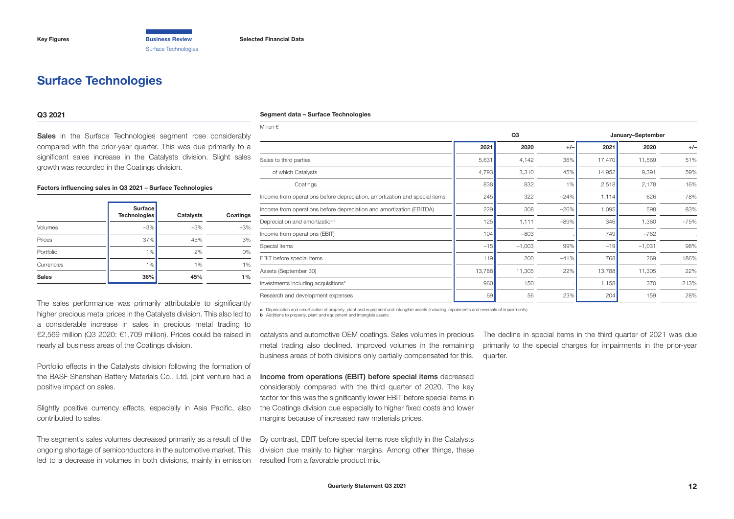# Surface Technologies

## Q3 2021

**Sales** in the Surface Technologies segment rose considerably compared with the prior-year quarter. This was due primarily to a significant sales increase in the Catalysts division. Slight sales growth was recorded in the Coatings division.

**Factors influencing sales in Q3 2021 – Surface Technologies**

| | Surface Technologies | Catalysts | Coatings |
|---|---|---|---|
| Volumes | –3% | –3% | –3% |
| Prices | 37% | 45% | 3% |
| Portfolio | 1% | 2% | 0% |
| Currencies | 1% | 1% | 1% |
| **Sales** | **36%** | **45%** | **1%** |

The sales performance was primarily attributable to significantly higher precious metal prices in the Catalysts division. This also led to a considerable increase in sales in precious metal trading to €2,569 million (Q3 2020: €1,709 million). Prices could be raised in nearly all business areas of the Coatings division.

Portfolio effects in the Catalysts division following the formation of the BASF Shanshan Battery Materials Co., Ltd. joint venture had a positive impact on sales.

Slightly positive currency effects, especially in Asia Pacific, also contributed to sales.

The segment's sales volumes decreased primarily as a result of the ongoing shortage of semiconductors in the automotive market. This led to a decrease in volumes in both divisions, mainly in emission catalysts and automotive OEM coatings. Sales volumes in precious metal trading also declined. Improved volumes in the remaining business areas of both divisions only partially compensated for this.

**Income from operations (EBIT) before special items** decreased considerably compared with the third quarter of 2020. The key factor for this was the significantly lower EBIT before special items in the Coatings division due especially to higher fixed costs and lower margins because of increased raw materials prices.

By contrast, EBIT before special items rose slightly in the Catalysts division due mainly to higher margins. Among other things, these resulted from a favorable product mix.

The decline in special items in the third quarter of 2021 was due primarily to the special charges for impairments in the prior-year quarter.

**Segment data – Surface Technologies**

Million €

| | Q3 | | | January–September | | |
|---|---|---|---|---|---|---|
| | 2021 | 2020 | +/– | 2021 | 2020 | +/– |
| Sales to third parties | 5,631 | 4,142 | 36% | 17,470 | 11,569 | 51% |
| of which Catalysts | 4,793 | 3,310 | 45% | 14,952 | 9,391 | 59% |
| Coatings | 838 | 832 | 1% | 2,518 | 2,178 | 16% |
| Income from operations before depreciation, amortization and special items | 245 | 322 | –24% | 1,114 | 626 | 78% |
| Income from operations before depreciation and amortization (EBITDA) | 229 | 308 | –26% | 1,095 | 598 | 83% |
| Depreciation and amortization[a] | 125 | 1,111 | –89% | 346 | 1,360 | –75% |
| Income from operations (EBIT) | 104 | –803 | . | 749 | –762 | . |
| Special items | –15 | –1,003 | 99% | –19 | –1,031 | 98% |
| EBIT before special items | 119 | 200 | –41% | 768 | 269 | 186% |
| Assets (September 30) | 13,788 | 11,305 | 22% | 13,788 | 11,305 | 22% |
| Investments including acquisitions[b] | 960 | 150 | . | 1,158 | 370 | 213% |
| Research and development expenses | 69 | 56 | 23% | 204 | 159 | 28% |

**a** Depreciation and amortization of property, plant and equipment and intangible assets (including impairments and reversals of impairments)
**b** Additions to property, plant and equipment and intangible assets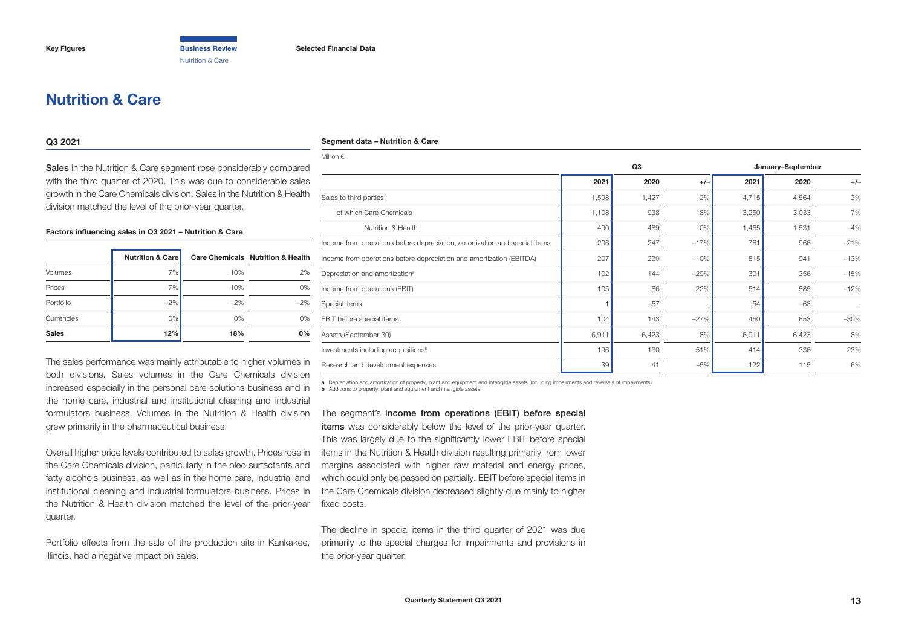# Nutrition & Care

## Q3 2021

**Sales** in the Nutrition & Care segment rose considerably compared with the third quarter of 2020. This was due to considerable sales growth in the Care Chemicals division. Sales in the Nutrition & Health division matched the level of the prior-year quarter.

**Factors influencing sales in Q3 2021 – Nutrition & Care**

| | Nutrition & Care | Care Chemicals | Nutrition & Health |
|---|---|---|---|
| Volumes | 7% | 10% | 2% |
| Prices | 7% | 10% | 0% |
| Portfolio | −2% | −2% | −2% |
| Currencies | 0% | 0% | 0% |
| **Sales** | **12%** | **18%** | **0%** |

The sales performance was mainly attributable to higher volumes in both divisions. Sales volumes in the Care Chemicals division increased especially in the personal care solutions business and in the home care, industrial and institutional cleaning and industrial formulators business. Volumes in the Nutrition & Health division grew primarily in the pharmaceutical business.

Overall higher price levels contributed to sales growth. Prices rose in the Care Chemicals division, particularly in the oleo surfactants and fatty alcohols business, as well as in the home care, industrial and institutional cleaning and industrial formulators business. Prices in the Nutrition & Health division matched the level of the prior-year quarter.

Portfolio effects from the sale of the production site in Kankakee, Illinois, had a negative impact on sales.

**Segment data – Nutrition & Care**

Million €

| | Q3 | | | January–September | | |
|---|---|---|---|---|---|---|
| | 2021 | 2020 | +/– | 2021 | 2020 | +/– |
| Sales to third parties | 1,598 | 1,427 | 12% | 4,715 | 4,564 | 3% |
| of which Care Chemicals | 1,108 | 938 | 18% | 3,250 | 3,033 | 7% |
| Nutrition & Health | 490 | 489 | 0% | 1,465 | 1,531 | −4% |
| Income from operations before depreciation, amortization and special items | 206 | 247 | −17% | 761 | 966 | −21% |
| Income from operations before depreciation and amortization (EBITDA) | 207 | 230 | −10% | 815 | 941 | −13% |
| Depreciation and amortization[a] | 102 | 144 | −29% | 301 | 356 | −15% |
| Income from operations (EBIT) | 105 | 86 | 22% | 514 | 585 | −12% |
| Special items | 1 | −57 | . | 54 | −68 | . |
| EBIT before special items | 104 | 143 | −27% | 460 | 653 | −30% |
| Assets (September 30) | 6,911 | 6,423 | 8% | 6,911 | 6,423 | 8% |
| Investments including acquisitions[b] | 196 | 130 | 51% | 414 | 336 | 23% |
| Research and development expenses | 39 | 41 | −5% | 122 | 115 | 6% |

**a** Depreciation and amortization of property, plant and equipment and intangible assets (including impairments and reversals of impairments)
**b** Additions to property, plant and equipment and intangible assets

The segment's **income from operations (EBIT) before special items** was considerably below the level of the prior-year quarter. This was largely due to the significantly lower EBIT before special items in the Nutrition & Health division resulting primarily from lower margins associated with higher raw material and energy prices, which could only be passed on partially. EBIT before special items in the Care Chemicals division decreased slightly due mainly to higher fixed costs.

The decline in special items in the third quarter of 2021 was due primarily to the special charges for impairments and provisions in the prior-year quarter.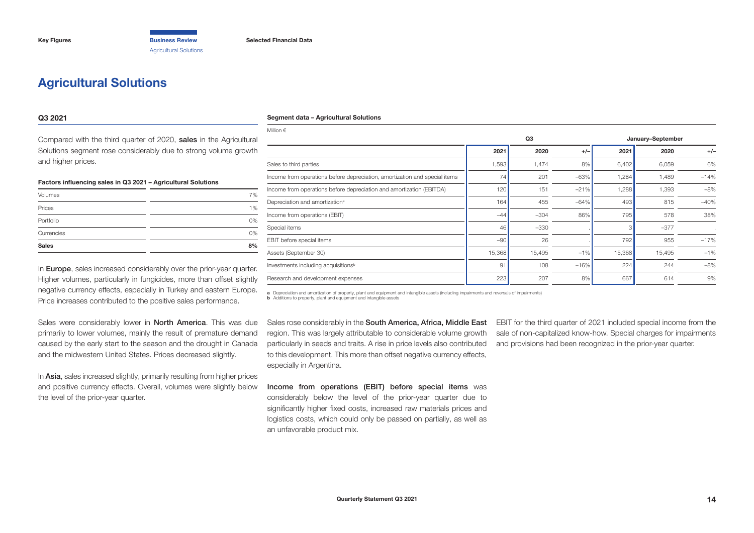# Agricultural Solutions

## Q3 2021

Compared with the third quarter of 2020, **sales** in the Agricultural Solutions segment rose considerably due to strong volume growth and higher prices.

**Factors influencing sales in Q3 2021 – Agricultural Solutions**

| | |
|---|---|
| Volumes | 7% |
| Prices | 1% |
| Portfolio | 0% |
| Currencies | 0% |
| **Sales** | **8%** |

In **Europe**, sales increased considerably over the prior-year quarter. Higher volumes, particularly in fungicides, more than offset slightly negative currency effects, especially in Turkey and eastern Europe. Price increases contributed to the positive sales performance.

Sales were considerably lower in **North America**. This was due primarily to lower volumes, mainly the result of premature demand caused by the early start to the season and the drought in Canada and the midwestern United States. Prices decreased slightly.

In **Asia**, sales increased slightly, primarily resulting from higher prices and positive currency effects. Overall, volumes were slightly below the level of the prior-year quarter.

**Segment data – Agricultural Solutions**

Million €

| | Q3 | | | January–September | | |
|---|---|---|---|---|---|---|
| | 2021 | 2020 | +/– | 2021 | 2020 | +/– |
| Sales to third parties | 1,593 | 1,474 | 8% | 6,402 | 6,059 | 6% |
| Income from operations before depreciation, amortization and special items | 74 | 201 | –63% | 1,284 | 1,489 | –14% |
| Income from operations before depreciation and amortization (EBITDA) | 120 | 151 | –21% | 1,288 | 1,393 | –8% |
| Depreciation and amortization[a] | 164 | 455 | –64% | 493 | 815 | –40% |
| Income from operations (EBIT) | –44 | –304 | 86% | 795 | 578 | 38% |
| Special items | 46 | –330 | . | 3 | –377 | . |
| EBIT before special items | –90 | 26 | . | 792 | 955 | –17% |
| Assets (September 30) | 15,368 | 15,495 | –1% | 15,368 | 15,495 | –1% |
| Investments including acquisitions[b] | 91 | 108 | –16% | 224 | 244 | –8% |
| Research and development expenses | 223 | 207 | 8% | 667 | 614 | 9% |

a Depreciation and amortization of property, plant and equipment and intangible assets (including impairments and reversals of impairments)
b Additions to property, plant and equipment and intangible assets

Sales rose considerably in the **South America, Africa, Middle East** region. This was largely attributable to considerable volume growth particularly in seeds and traits. A rise in price levels also contributed to this development. This more than offset negative currency effects, especially in Argentina.

**Income from operations (EBIT) before special items** was considerably below the level of the prior-year quarter due to significantly higher fixed costs, increased raw materials prices and logistics costs, which could only be passed on partially, as well as an unfavorable product mix.

EBIT for the third quarter of 2021 included special income from the sale of non-capitalized know-how. Special charges for impairments and provisions had been recognized in the prior-year quarter.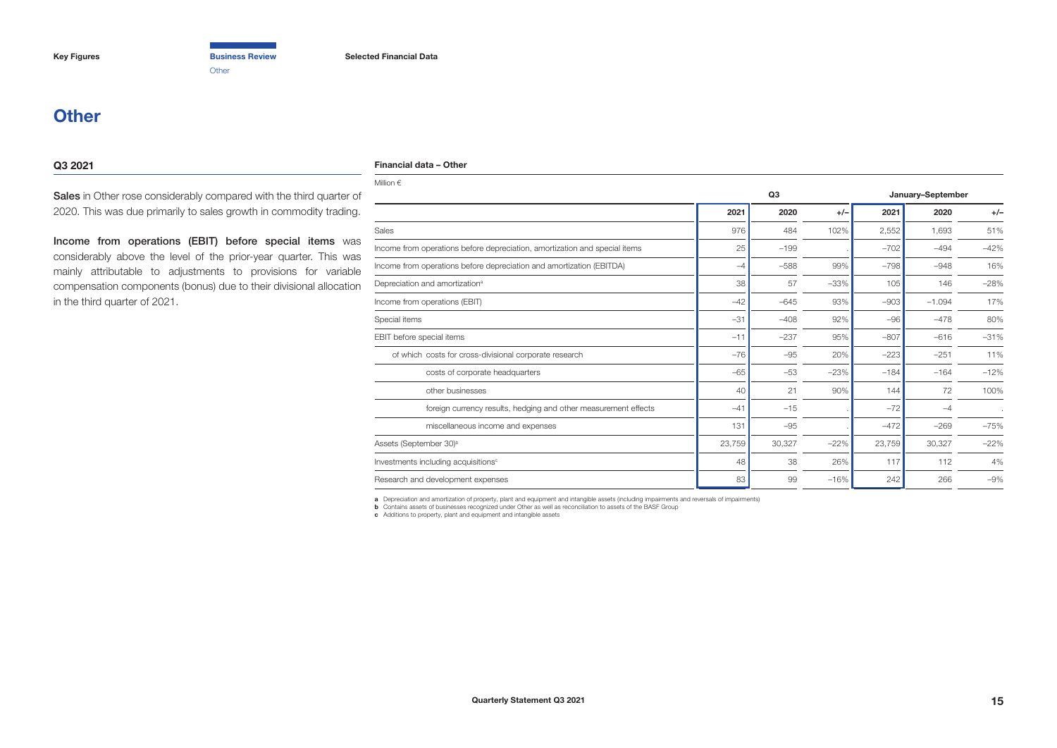# Other

### Q3 2021

**Sales** in Other rose considerably compared with the third quarter of 2020. This was due primarily to sales growth in commodity trading.

**Income from operations (EBIT) before special items** was considerably above the level of the prior-year quarter. This was mainly attributable to adjustments to provisions for variable compensation components (bonus) due to their divisional allocation in the third quarter of 2021.

**Financial data – Other**

Million €

| | Q3 | | | January–September | | |
|---|---|---|---|---|---|---|
| | 2021 | 2020 | +/– | 2021 | 2020 | +/– |
| Sales | 976 | 484 | 102% | 2,552 | 1,693 | 51% |
| Income from operations before depreciation, amortization and special items | 25 | –199 | . | –702 | –494 | –42% |
| Income from operations before depreciation and amortization (EBITDA) | –4 | –588 | 99% | –798 | –948 | 16% |
| Depreciation and amortization[a] | 38 | 57 | –33% | 105 | 146 | –28% |
| Income from operations (EBIT) | –42 | –645 | 93% | –903 | –1.094 | 17% |
| Special items | –31 | –408 | 92% | –96 | –478 | 80% |
| EBIT before special items | –11 | –237 | 95% | –807 | –616 | –31% |
| of which costs for cross-divisional corporate research | –76 | –95 | 20% | –223 | –251 | 11% |
| costs of corporate headquarters | –65 | –53 | –23% | –184 | –164 | –12% |
| other businesses | 40 | 21 | 90% | 144 | 72 | 100% |
| foreign currency results, hedging and other measurement effects | –41 | –15 | . | –72 | –4 | . |
| miscellaneous income and expenses | 131 | –95 | . | –472 | –269 | –75% |
| Assets (September 30)[b] | 23,759 | 30,327 | –22% | 23,759 | 30,327 | –22% |
| Investments including acquisitions[c] | 48 | 38 | 26% | 117 | 112 | 4% |
| Research and development expenses | 83 | 99 | –16% | 242 | 266 | –9% |

**a** Depreciation and amortization of property, plant and equipment and intangible assets (including impairments and reversals of impairments)
**b** Contains assets of businesses recognized under Other as well as reconciliation to assets of the BASF Group
**c** Additions to property, plant and equipment and intangible assets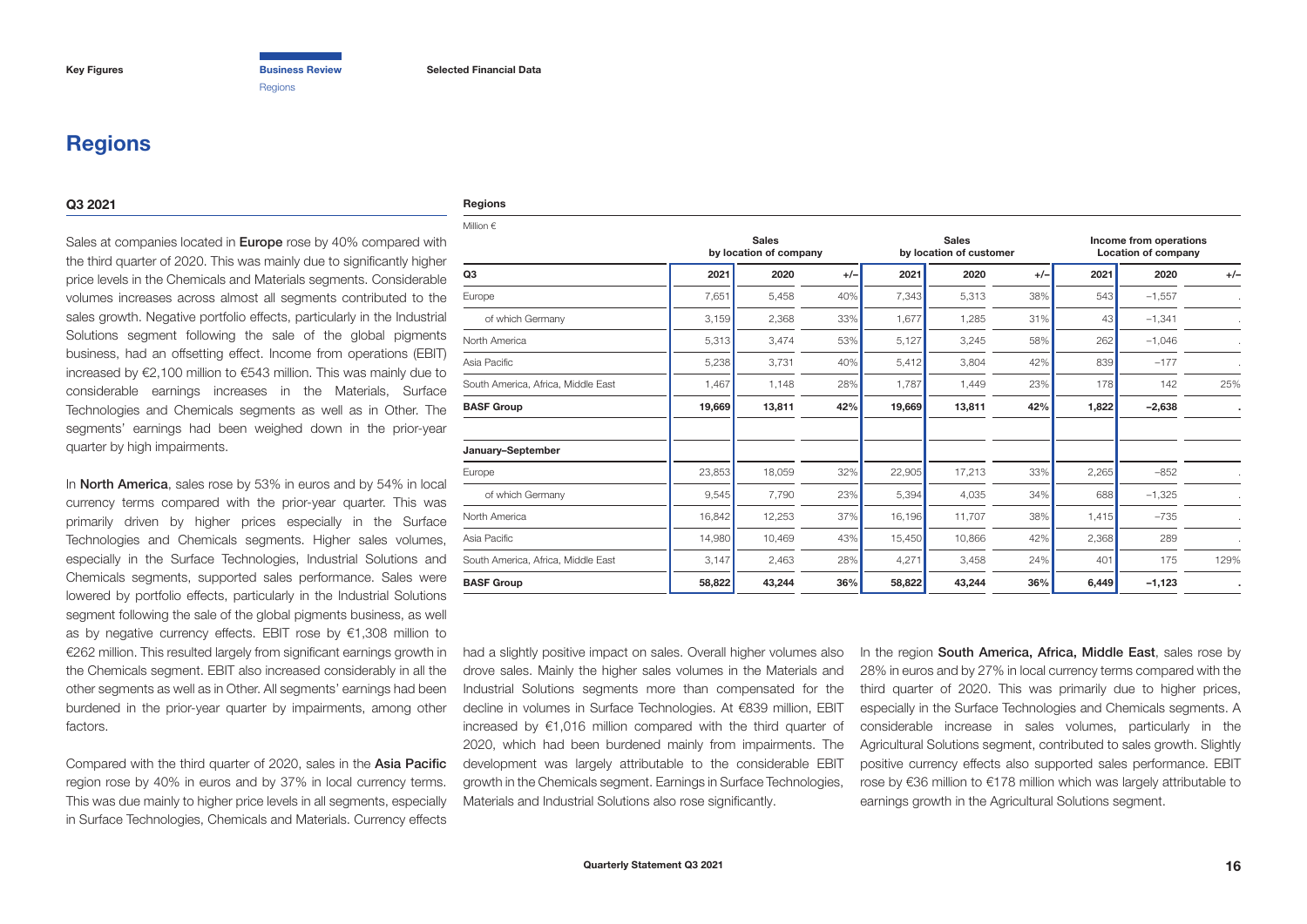# Regions

## Q3 2021

Sales at companies located in **Europe** rose by 40% compared with the third quarter of 2020. This was mainly due to significantly higher price levels in the Chemicals and Materials segments. Considerable volumes increases across almost all segments contributed to the sales growth. Negative portfolio effects, particularly in the Industrial Solutions segment following the sale of the global pigments business, had an offsetting effect. Income from operations (EBIT) increased by €2,100 million to €543 million. This was mainly due to considerable earnings increases in the Materials, Surface Technologies and Chemicals segments as well as in Other. The segments' earnings had been weighed down in the prior-year quarter by high impairments.

In **North America**, sales rose by 53% in euros and by 54% in local currency terms compared with the prior-year quarter. This was primarily driven by higher prices especially in the Surface Technologies and Chemicals segments. Higher sales volumes, especially in the Surface Technologies, Industrial Solutions and Chemicals segments, supported sales performance. Sales were lowered by portfolio effects, particularly in the Industrial Solutions segment following the sale of the global pigments business, as well as by negative currency effects. EBIT rose by €1,308 million to €262 million. This resulted largely from significant earnings growth in the Chemicals segment. EBIT also increased considerably in all the other segments as well as in Other. All segments' earnings had been burdened in the prior-year quarter by impairments, among other factors.

Compared with the third quarter of 2020, sales in the **Asia Pacific** region rose by 40% in euros and by 37% in local currency terms. This was due mainly to higher price levels in all segments, especially in Surface Technologies, Chemicals and Materials. Currency effects had a slightly positive impact on sales. Overall higher volumes also drove sales. Mainly the higher sales volumes in the Materials and Industrial Solutions segments more than compensated for the decline in volumes in Surface Technologies. At €839 million, EBIT increased by €1,016 million compared with the third quarter of 2020, which had been burdened mainly from impairments. The development was largely attributable to the considerable EBIT growth in the Chemicals segment. Earnings in Surface Technologies, Materials and Industrial Solutions also rose significantly.

In the region **South America, Africa, Middle East**, sales rose by 28% in euros and by 27% in local currency terms compared with the third quarter of 2020. This was primarily due to higher prices, especially in the Surface Technologies and Chemicals segments. A considerable increase in sales volumes, particularly in the Agricultural Solutions segment, contributed to sales growth. Slightly positive currency effects also supported sales performance. EBIT rose by €36 million to €178 million which was largely attributable to earnings growth in the Agricultural Solutions segment.

**Regions**

Million €

| | Sales by location of company | | | Sales by location of customer | | | Income from operations Location of company | | |
|---|---|---|---|---|---|---|---|---|---|
| **Q3** | **2021** | **2020** | **+/–** | **2021** | **2020** | **+/–** | **2021** | **2020** | **+/–** |
| Europe | 7,651 | 5,458 | 40% | 7,343 | 5,313 | 38% | 543 | −1,557 | . |
| of which Germany | 3,159 | 2,368 | 33% | 1,677 | 1,285 | 31% | 43 | −1,341 | . |
| North America | 5,313 | 3,474 | 53% | 5,127 | 3,245 | 58% | 262 | −1,046 | . |
| Asia Pacific | 5,238 | 3,731 | 40% | 5,412 | 3,804 | 42% | 839 | −177 | . |
| South America, Africa, Middle East | 1,467 | 1,148 | 28% | 1,787 | 1,449 | 23% | 178 | 142 | 25% |
| **BASF Group** | **19,669** | **13,811** | **42%** | **19,669** | **13,811** | **42%** | **1,822** | **−2,638** | **.** |
| **January–September** | | | | | | | | | |
| Europe | 23,853 | 18,059 | 32% | 22,905 | 17,213 | 33% | 2,265 | −852 | . |
| of which Germany | 9,545 | 7,790 | 23% | 5,394 | 4,035 | 34% | 688 | −1,325 | . |
| North America | 16,842 | 12,253 | 37% | 16,196 | 11,707 | 38% | 1,415 | −735 | . |
| Asia Pacific | 14,980 | 10,469 | 43% | 15,450 | 10,866 | 42% | 2,368 | 289 | . |
| South America, Africa, Middle East | 3,147 | 2,463 | 28% | 4,271 | 3,458 | 24% | 401 | 175 | 129% |
| **BASF Group** | **58,822** | **43,244** | **36%** | **58,822** | **43,244** | **36%** | **6,449** | **−1,123** | **.** |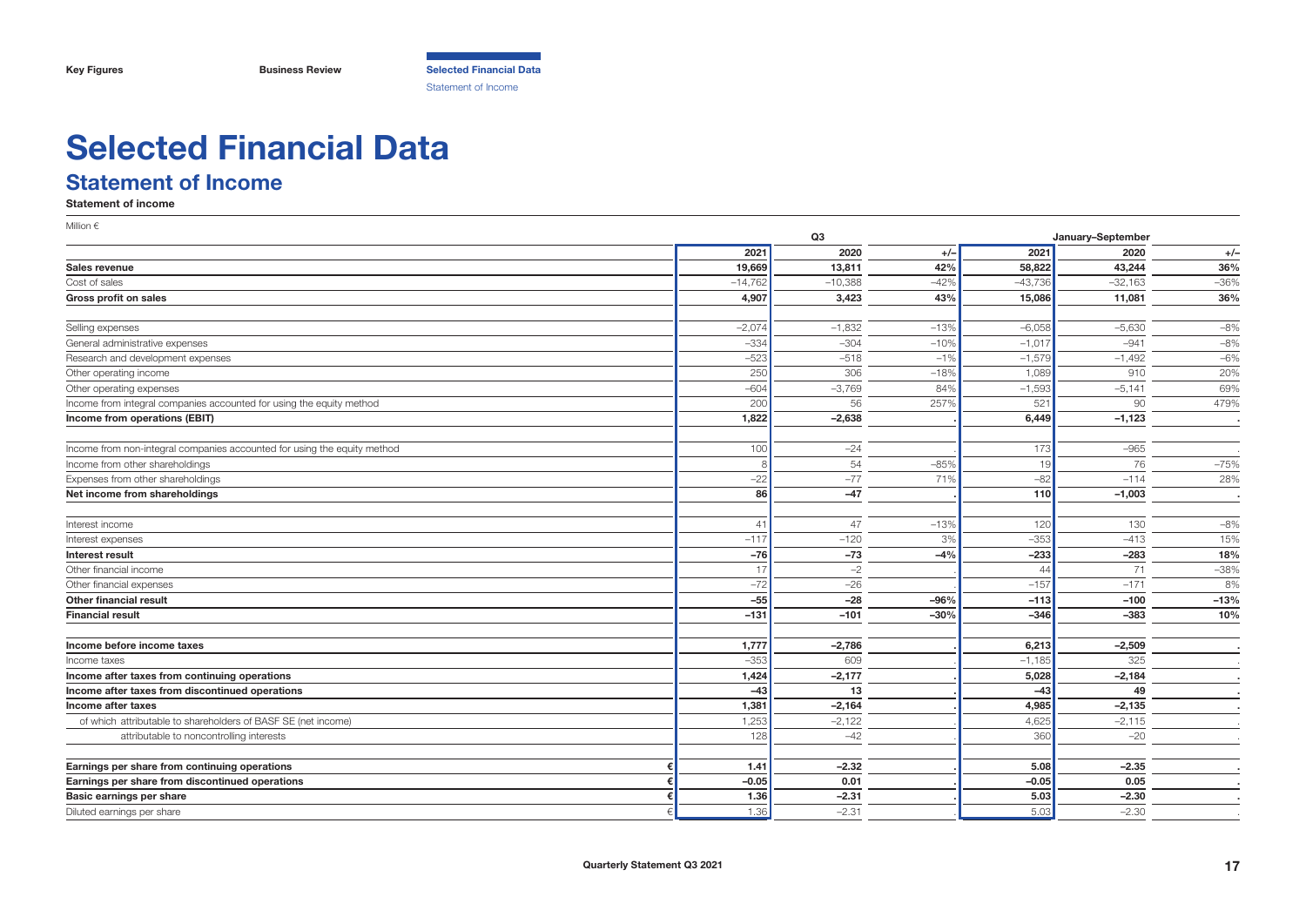# Selected Financial Data

## Statement of Income

**Statement of income**

Million €

| | | Q3 | | | January–September | | |
|---|---|---|---|---|---|---|---|
| | | 2021 | 2020 | +/– | 2021 | 2020 | +/– |
| **Sales revenue** | | **19,669** | **13,811** | **42%** | **58,822** | **43,244** | **36%** |
| Cost of sales | | –14,762 | –10,388 | –42% | –43,736 | –32,163 | –36% |
| **Gross profit on sales** | | **4,907** | **3,423** | **43%** | **15,086** | **11,081** | **36%** |
| Selling expenses | | –2,074 | –1,832 | –13% | –6,058 | –5,630 | –8% |
| General administrative expenses | | –334 | –304 | –10% | –1,017 | –941 | –8% |
| Research and development expenses | | –523 | –518 | –1% | –1,579 | –1,492 | –6% |
| Other operating income | | 250 | 306 | –18% | 1,089 | 910 | 20% |
| Other operating expenses | | –604 | –3,769 | 84% | –1,593 | –5,141 | 69% |
| Income from integral companies accounted for using the equity method | | 200 | 56 | 257% | 521 | 90 | 479% |
| **Income from operations (EBIT)** | | **1,822** | **–2,638** | **.** | **6,449** | **–1,123** | **.** |
| Income from non-integral companies accounted for using the equity method | | 100 | –24 | . | 173 | –965 | . |
| Income from other shareholdings | | 8 | 54 | –85% | 19 | 76 | –75% |
| Expenses from other shareholdings | | –22 | –77 | 71% | –82 | –114 | 28% |
| **Net income from shareholdings** | | **86** | **–47** | **.** | **110** | **–1,003** | **.** |
| Interest income | | 41 | 47 | –13% | 120 | 130 | –8% |
| Interest expenses | | –117 | –120 | 3% | –353 | –413 | 15% |
| **Interest result** | | **–76** | **–73** | **–4%** | **–233** | **–283** | **18%** |
| Other financial income | | 17 | –2 | . | 44 | 71 | –38% |
| Other financial expenses | | –72 | –26 | . | –157 | –171 | 8% |
| **Other financial result** | | **–55** | **–28** | **–96%** | **–113** | **–100** | **–13%** |
| **Financial result** | | **–131** | **–101** | **–30%** | **–346** | **–383** | **10%** |
| **Income before income taxes** | | **1,777** | **–2,786** | **.** | **6,213** | **–2,509** | **.** |
| Income taxes | | –353 | 609 | . | –1,185 | 325 | . |
| **Income after taxes from continuing operations** | | **1,424** | **–2,177** | **.** | **5,028** | **–2,184** | **.** |
| **Income after taxes from discontinued operations** | | **–43** | **13** | **.** | **–43** | **49** | **.** |
| **Income after taxes** | | **1,381** | **–2,164** | **.** | **4,985** | **–2,135** | **.** |
| of which attributable to shareholders of BASF SE (net income) | | 1,253 | –2,122 | . | 4,625 | –2,115 | . |
| attributable to noncontrolling interests | | 128 | –42 | . | 360 | –20 | . |
| **Earnings per share from continuing operations** | **€** | **1.41** | **–2.32** | **.** | **5.08** | **–2.35** | **.** |
| **Earnings per share from discontinued operations** | **€** | **–0.05** | **0.01** | **.** | **–0.05** | **0.05** | **.** |
| **Basic earnings per share** | **€** | **1.36** | **–2.31** | **.** | **5.03** | **–2.30** | **.** |
| Diluted earnings per share | € | 1.36 | –2.31 | . | 5.03 | –2.30 | . |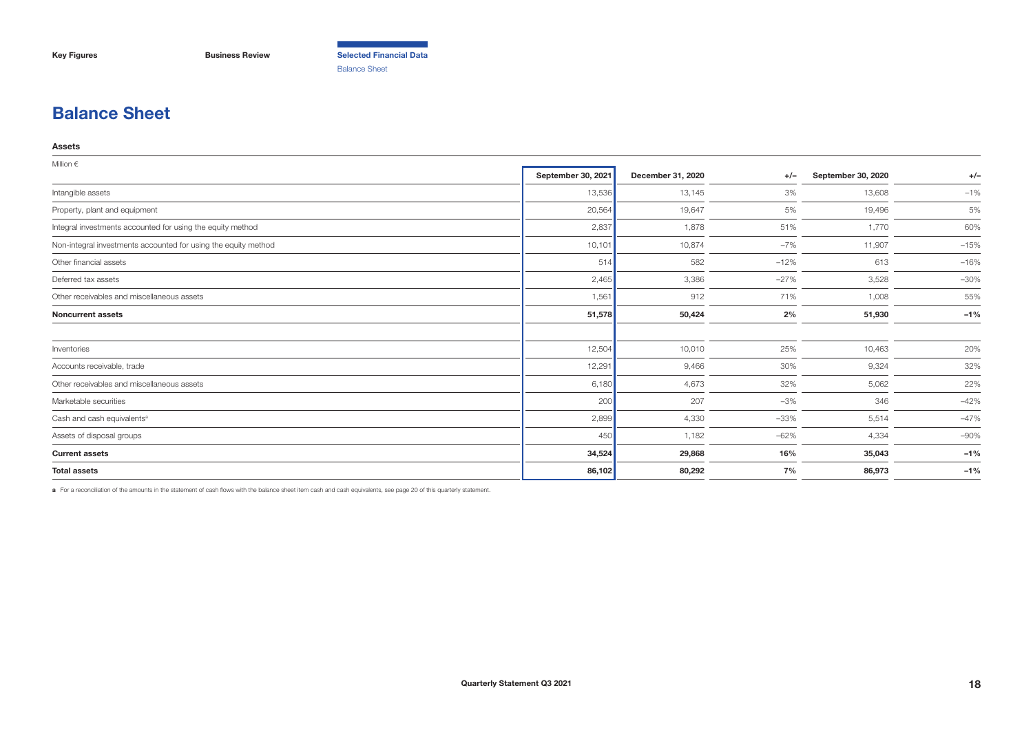# Balance Sheet

**Assets**

Million €

| | September 30, 2021 | December 31, 2020 | +/– | September 30, 2020 | +/– |
|---|---|---|---|---|---|
| Intangible assets | 13,536 | 13,145 | 3% | 13,608 | −1% |
| Property, plant and equipment | 20,564 | 19,647 | 5% | 19,496 | 5% |
| Integral investments accounted for using the equity method | 2,837 | 1,878 | 51% | 1,770 | 60% |
| Non-integral investments accounted for using the equity method | 10,101 | 10,874 | −7% | 11,907 | −15% |
| Other financial assets | 514 | 582 | −12% | 613 | −16% |
| Deferred tax assets | 2,465 | 3,386 | −27% | 3,528 | −30% |
| Other receivables and miscellaneous assets | 1,561 | 912 | 71% | 1,008 | 55% |
| **Noncurrent assets** | **51,578** | **50,424** | **2%** | **51,930** | **−1%** |
| | | | | | |
| Inventories | 12,504 | 10,010 | 25% | 10,463 | 20% |
| Accounts receivable, trade | 12,291 | 9,466 | 30% | 9,324 | 32% |
| Other receivables and miscellaneous assets | 6,180 | 4,673 | 32% | 5,062 | 22% |
| Marketable securities | 200 | 207 | −3% | 346 | −42% |
| Cash and cash equivalents[a] | 2,899 | 4,330 | −33% | 5,514 | −47% |
| Assets of disposal groups | 450 | 1,182 | −62% | 4,334 | −90% |
| **Current assets** | **34,524** | **29,868** | **16%** | **35,043** | **−1%** |
| **Total assets** | **86,102** | **80,292** | **7%** | **86,973** | **−1%** |

**a** For a reconciliation of the amounts in the statement of cash flows with the balance sheet item cash and cash equivalents, see page 20 of this quarterly statement.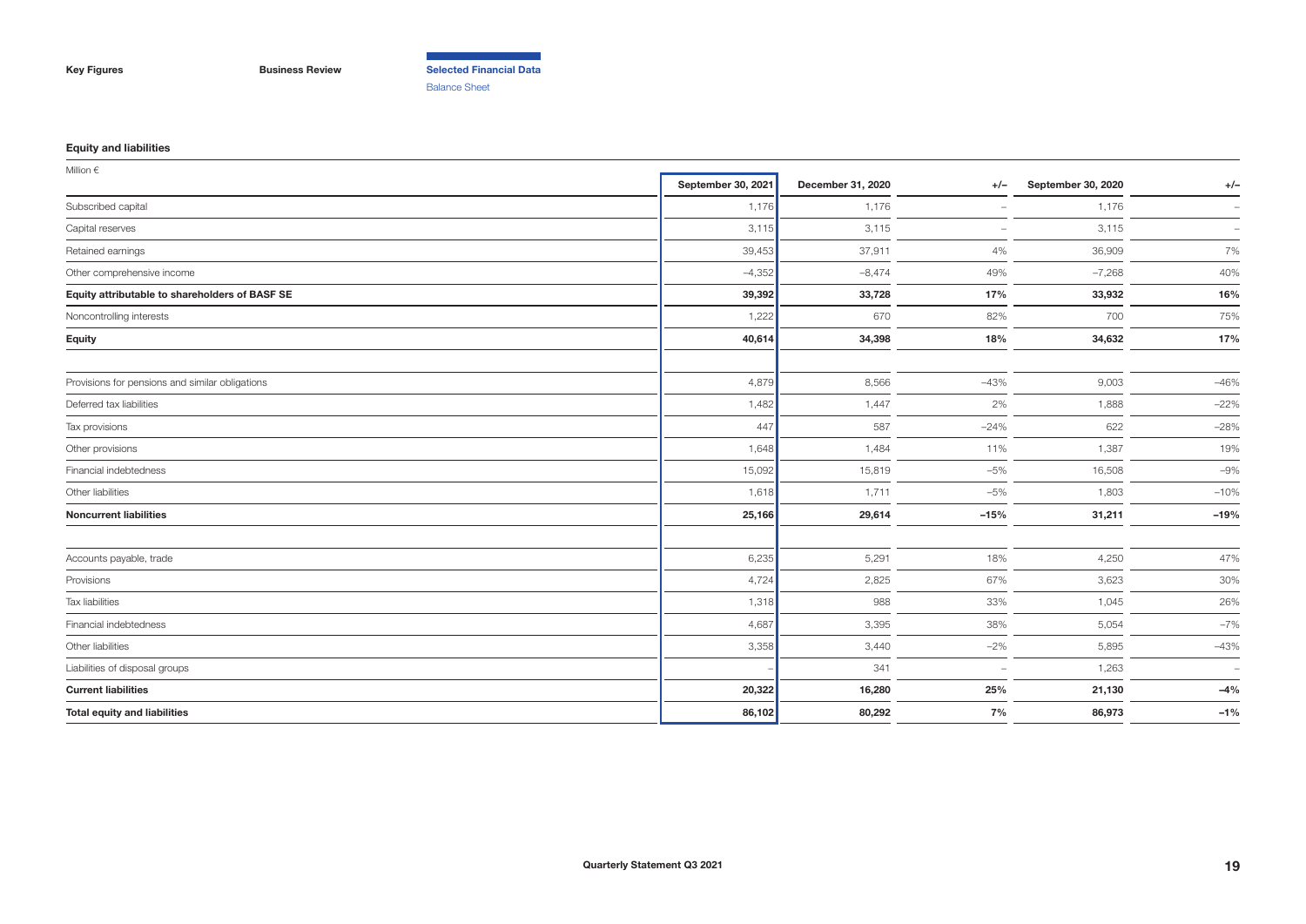## Equity and liabilities

Million €

| | September 30, 2021 | December 31, 2020 | +/– | September 30, 2020 | +/– |
|---|---|---|---|---|---|
| Subscribed capital | 1,176 | 1,176 | – | 1,176 | – |
| Capital reserves | 3,115 | 3,115 | – | 3,115 | – |
| Retained earnings | 39,453 | 37,911 | 4% | 36,909 | 7% |
| Other comprehensive income | −4,352 | −8,474 | 49% | −7,268 | 40% |
| **Equity attributable to shareholders of BASF SE** | **39,392** | **33,728** | **17%** | **33,932** | **16%** |
| Noncontrolling interests | 1,222 | 670 | 82% | 700 | 75% |
| **Equity** | **40,614** | **34,398** | **18%** | **34,632** | **17%** |
| | | | | | |
| Provisions for pensions and similar obligations | 4,879 | 8,566 | −43% | 9,003 | −46% |
| Deferred tax liabilities | 1,482 | 1,447 | 2% | 1,888 | −22% |
| Tax provisions | 447 | 587 | −24% | 622 | −28% |
| Other provisions | 1,648 | 1,484 | 11% | 1,387 | 19% |
| Financial indebtedness | 15,092 | 15,819 | −5% | 16,508 | −9% |
| Other liabilities | 1,618 | 1,711 | −5% | 1,803 | −10% |
| **Noncurrent liabilities** | **25,166** | **29,614** | **−15%** | **31,211** | **−19%** |
| | | | | | |
| Accounts payable, trade | 6,235 | 5,291 | 18% | 4,250 | 47% |
| Provisions | 4,724 | 2,825 | 67% | 3,623 | 30% |
| Tax liabilities | 1,318 | 988 | 33% | 1,045 | 26% |
| Financial indebtedness | 4,687 | 3,395 | 38% | 5,054 | −7% |
| Other liabilities | 3,358 | 3,440 | −2% | 5,895 | −43% |
| Liabilities of disposal groups | – | 341 | – | 1,263 | – |
| **Current liabilities** | **20,322** | **16,280** | **25%** | **21,130** | **−4%** |
| **Total equity and liabilities** | **86,102** | **80,292** | **7%** | **86,973** | **−1%** |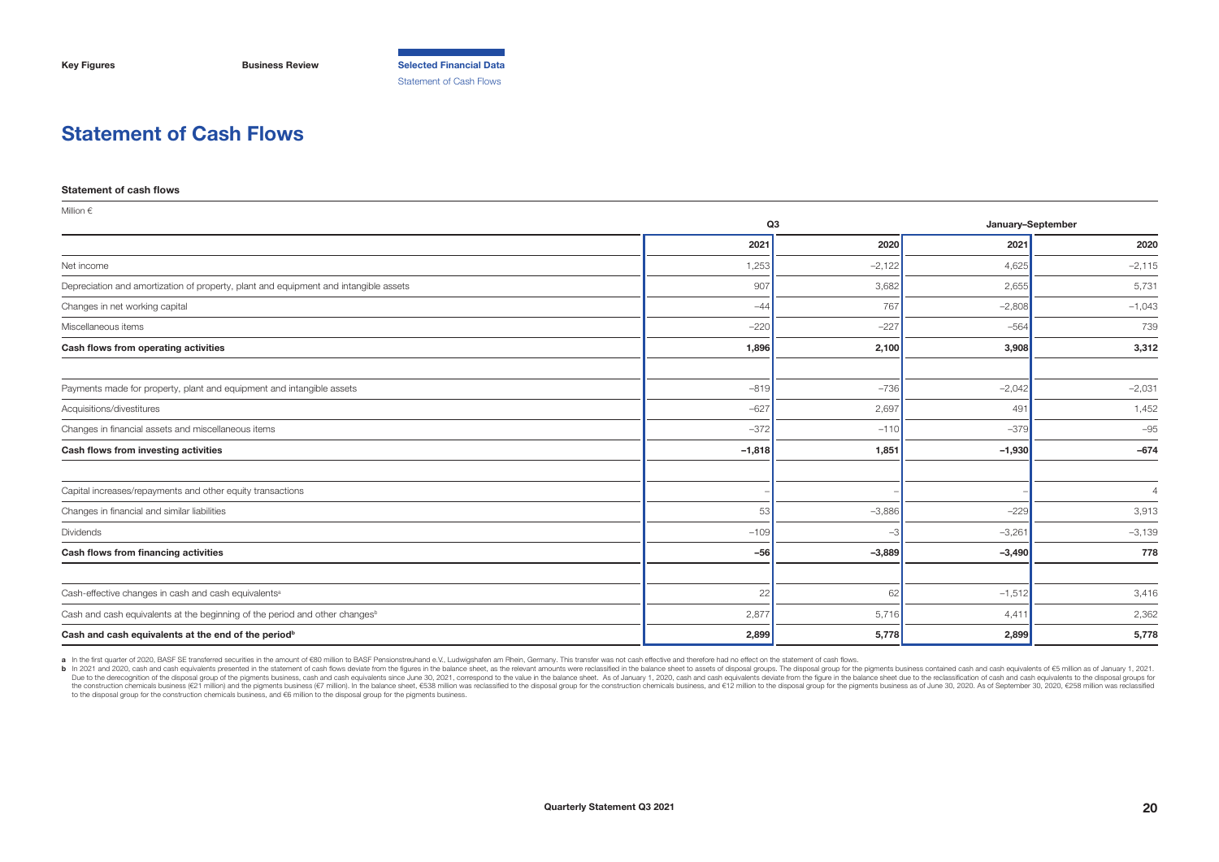# Statement of Cash Flows

**Statement of cash flows**

Million €

| | Q3 | | January–September | |
|---|---|---|---|---|
| | **2021** | **2020** | **2021** | **2020** |
| Net income | 1,253 | –2,122 | 4,625 | –2,115 |
| Depreciation and amortization of property, plant and equipment and intangible assets | 907 | 3,682 | 2,655 | 5,731 |
| Changes in net working capital | –44 | 767 | –2,808 | –1,043 |
| Miscellaneous items | –220 | –227 | –564 | 739 |
| **Cash flows from operating activities** | **1,896** | **2,100** | **3,908** | **3,312** |
| | | | | |
| Payments made for property, plant and equipment and intangible assets | –819 | –736 | –2,042 | –2,031 |
| Acquisitions/divestitures | –627 | 2,697 | 491 | 1,452 |
| Changes in financial assets and miscellaneous items | –372 | –110 | –379 | –95 |
| **Cash flows from investing activities** | **–1,818** | **1,851** | **–1,930** | **–674** |
| | | | | |
| Capital increases/repayments and other equity transactions | – | – | – | 4 |
| Changes in financial and similar liabilities | 53 | –3,886 | –229 | 3,913 |
| Dividends | –109 | –3 | –3,261 | –3,139 |
| **Cash flows from financing activities** | **–56** | **–3,889** | **–3,490** | **778** |
| | | | | |
| Cash-effective changes in cash and cash equivalents[a] | 22 | 62 | –1,512 | 3,416 |
| Cash and cash equivalents at the beginning of the period and other changes[b] | 2,877 | 5,716 | 4,411 | 2,362 |
| **Cash and cash equivalents at the end of the period[b]** | **2,899** | **5,778** | **2,899** | **5,778** |

**a** In the first quarter of 2020, BASF SE transferred securities in the amount of €80 million to BASF Pensionstreuhand e.V., Ludwigshafen am Rhein, Germany. This transfer was not cash effective and therefore had no effect on the statement of cash flows.

**b** In 2021 and 2020, cash and cash equivalents presented in the statement of cash flows deviate from the figures in the balance sheet, as the relevant amounts were reclassified in the balance sheet to assets of disposal groups. The disposal group for the pigments business contained cash and cash equivalents of €5 million as of January 1, 2021. Due to the derecognition of the disposal group of the pigments business, cash and cash equivalents since June 30, 2021, correspond to the value in the balance sheet. As of January 1, 2020, cash and cash equivalents deviate from the figure in the balance sheet due to the reclassification of cash and cash equivalents to the disposal groups for the construction chemicals business (€21 million) and the pigments business (€7 million). In the balance sheet, €538 million was reclassified to the disposal group for the construction chemicals business, and €12 million to the disposal group for the pigments business as of June 30, 2020. As of September 30, 2020, €258 million was reclassified to the disposal group for the construction chemicals business, and €6 million to the disposal group for the pigments business.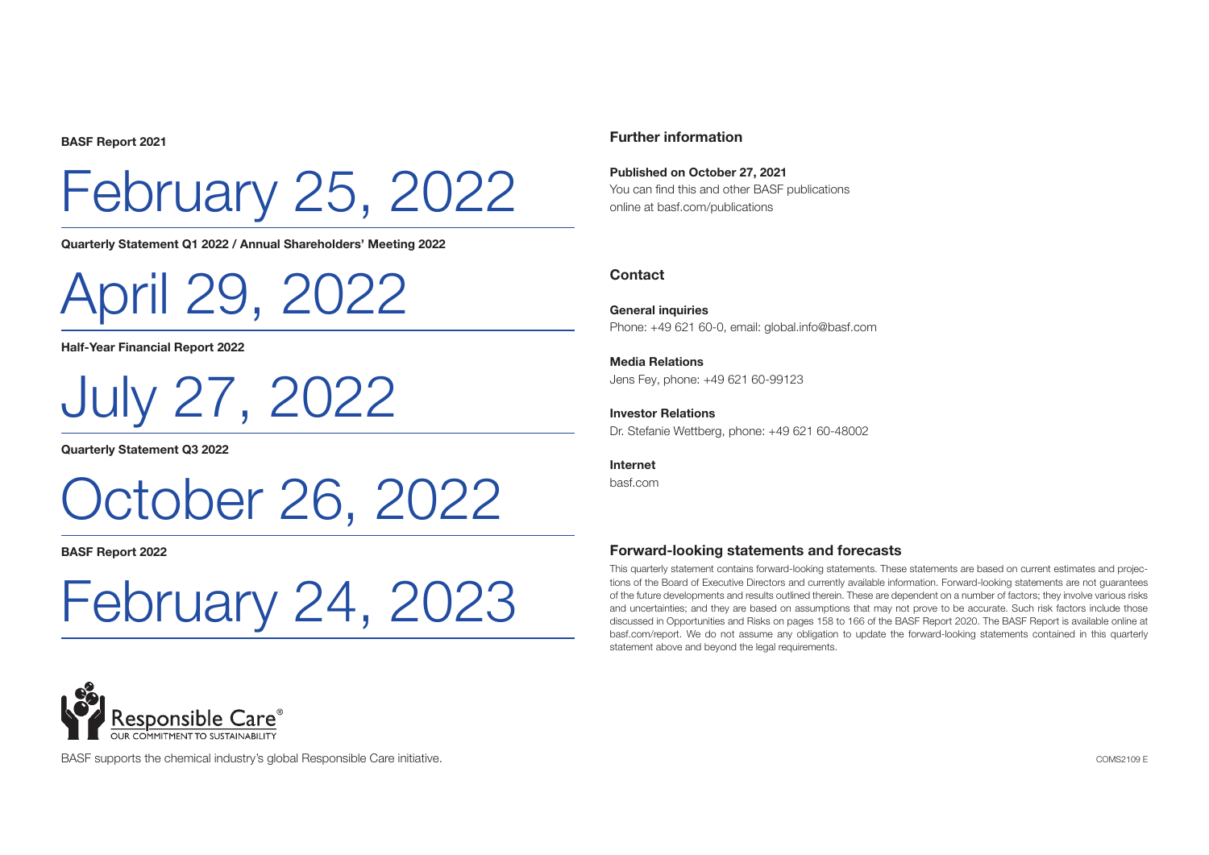**BASF Report 2021**

# February 25, 2022

**Quarterly Statement Q1 2022 / Annual Shareholders' Meeting 2022**

# April 29, 2022

**Half-Year Financial Report 2022**

# July 27, 2022

**Quarterly Statement Q3 2022**

# October 26, 2022

**BASF Report 2022**

# February 24, 2023

Responsible Care®
OUR COMMITMENT TO SUSTAINABILITY

BASF supports the chemical industry's global Responsible Care initiative.

## Further information

**Published on October 27, 2021**
You can find this and other BASF publications online at basf.com/publications

## Contact

**General inquiries**
Phone: +49 621 60-0, email: global.info@basf.com

**Media Relations**
Jens Fey, phone: +49 621 60-99123

**Investor Relations**
Dr. Stefanie Wettberg, phone: +49 621 60-48002

**Internet**
basf.com

## Forward-looking statements and forecasts

This quarterly statement contains forward-looking statements. These statements are based on current estimates and projections of the Board of Executive Directors and currently available information. Forward-looking statements are not guarantees of the future developments and results outlined therein. These are dependent on a number of factors; they involve various risks and uncertainties; and they are based on assumptions that may not prove to be accurate. Such risk factors include those discussed in Opportunities and Risks on pages 158 to 166 of the BASF Report 2020. The BASF Report is available online at basf.com/report. We do not assume any obligation to update the forward-looking statements contained in this quarterly statement above and beyond the legal requirements.

COMS2109 E